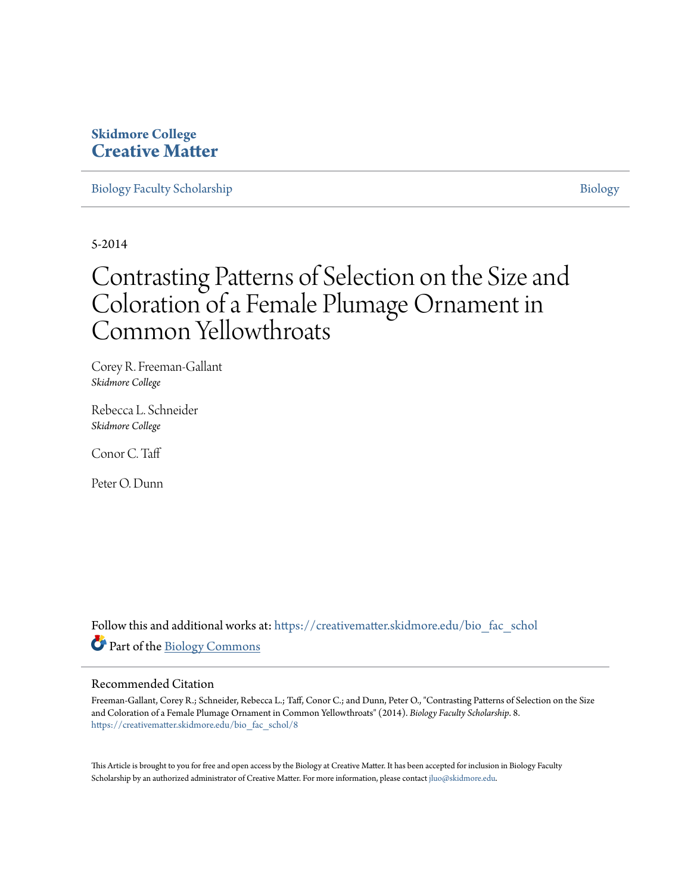Skidmore College
**Creative Matter**

Biology Faculty Scholarship | Biology

5-2014

# Contrasting Patterns of Selection on the Size and Coloration of a Female Plumage Ornament in Common Yellowthroats

Corey R. Freeman-Gallant
*Skidmore College*

Rebecca L. Schneider
*Skidmore College*

Conor C. Taff

Peter O. Dunn

Follow this and additional works at: https://creativematter.skidmore.edu/bio_fac_schol

Part of the Biology Commons

## Recommended Citation

Freeman-Gallant, Corey R.; Schneider, Rebecca L.; Taff, Conor C.; and Dunn, Peter O., "Contrasting Patterns of Selection on the Size and Coloration of a Female Plumage Ornament in Common Yellowthroats" (2014). *Biology Faculty Scholarship*. 8.
https://creativematter.skidmore.edu/bio_fac_schol/8

This Article is brought to you for free and open access by the Biology at Creative Matter. It has been accepted for inclusion in Biology Faculty Scholarship by an authorized administrator of Creative Matter. For more information, please contact jluo@skidmore.edu.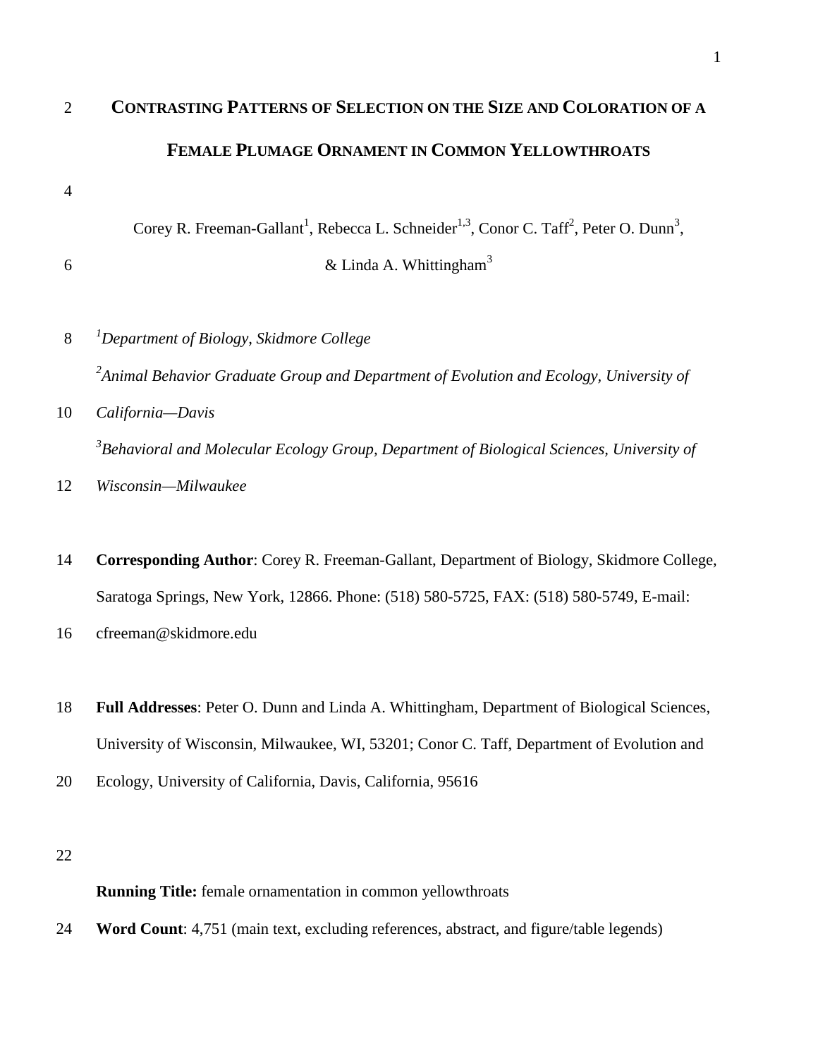# CONTRASTING PATTERNS OF SELECTION ON THE SIZE AND COLORATION OF A FEMALE PLUMAGE ORNAMENT IN COMMON YELLOWTHROATS

Corey R. Freeman-Gallant[1], Rebecca L. Schneider[1,3], Conor C. Taff[2], Peter O. Dunn[3], & Linda A. Whittingham[3]

[1]*Department of Biology, Skidmore College*

[2]*Animal Behavior Graduate Group and Department of Evolution and Ecology, University of California—Davis*

[3]*Behavioral and Molecular Ecology Group, Department of Biological Sciences, University of Wisconsin—Milwaukee*

**Corresponding Author**: Corey R. Freeman-Gallant, Department of Biology, Skidmore College, Saratoga Springs, New York, 12866. Phone: (518) 580-5725, FAX: (518) 580-5749, E-mail: cfreeman@skidmore.edu

**Full Addresses**: Peter O. Dunn and Linda A. Whittingham, Department of Biological Sciences, University of Wisconsin, Milwaukee, WI, 53201; Conor C. Taff, Department of Evolution and Ecology, University of California, Davis, California, 95616

**Running Title:** female ornamentation in common yellowthroats

**Word Count**: 4,751 (main text, excluding references, abstract, and figure/table legends)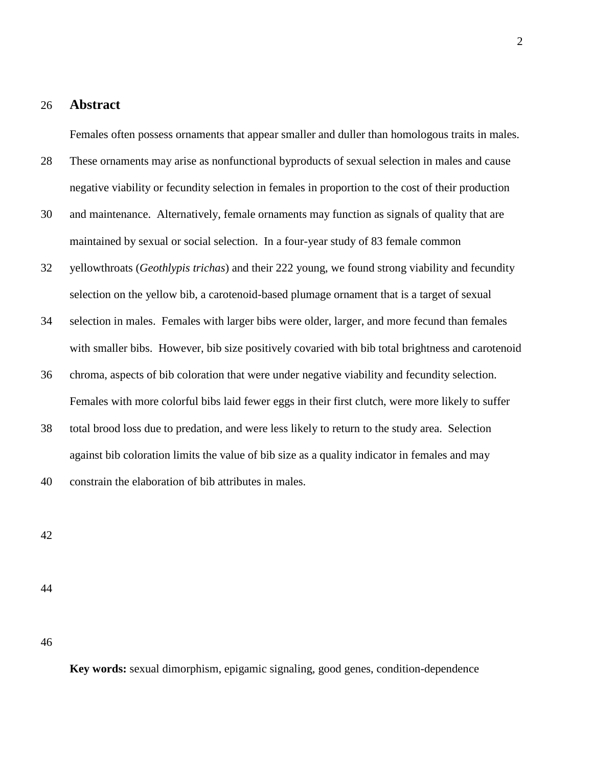## Abstract

Females often possess ornaments that appear smaller and duller than homologous traits in males. These ornaments may arise as nonfunctional byproducts of sexual selection in males and cause negative viability or fecundity selection in females in proportion to the cost of their production and maintenance. Alternatively, female ornaments may function as signals of quality that are maintained by sexual or social selection. In a four-year study of 83 female common yellowthroats (*Geothlypis trichas*) and their 222 young, we found strong viability and fecundity selection on the yellow bib, a carotenoid-based plumage ornament that is a target of sexual selection in males. Females with larger bibs were older, larger, and more fecund than females with smaller bibs. However, bib size positively covaried with bib total brightness and carotenoid chroma, aspects of bib coloration that were under negative viability and fecundity selection. Females with more colorful bibs laid fewer eggs in their first clutch, were more likely to suffer total brood loss due to predation, and were less likely to return to the study area. Selection against bib coloration limits the value of bib size as a quality indicator in females and may constrain the elaboration of bib attributes in males.

**Key words:** sexual dimorphism, epigamic signaling, good genes, condition-dependence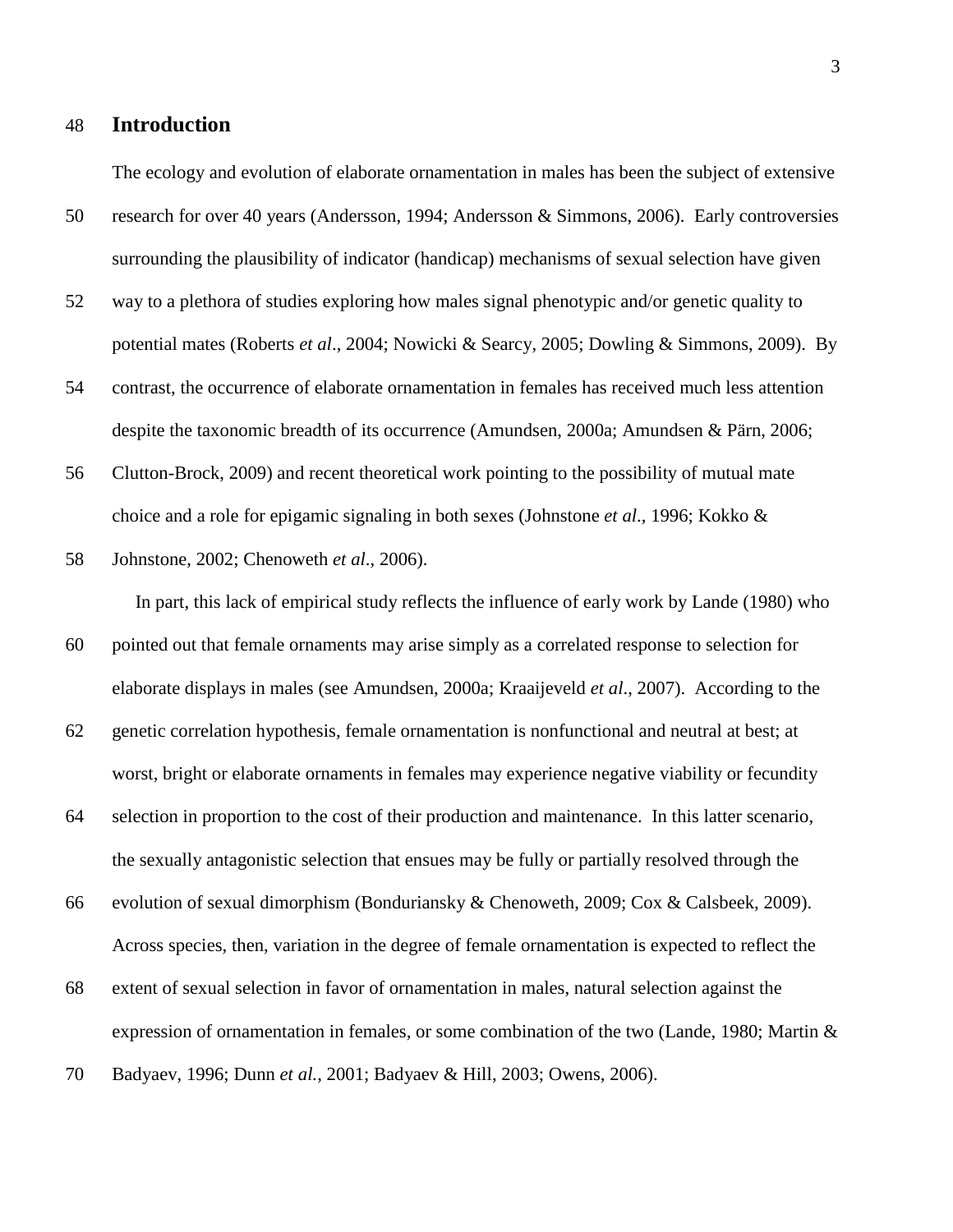## Introduction

The ecology and evolution of elaborate ornamentation in males has been the subject of extensive research for over 40 years (Andersson, 1994; Andersson & Simmons, 2006). Early controversies surrounding the plausibility of indicator (handicap) mechanisms of sexual selection have given way to a plethora of studies exploring how males signal phenotypic and/or genetic quality to potential mates (Roberts *et al*., 2004; Nowicki & Searcy, 2005; Dowling & Simmons, 2009). By contrast, the occurrence of elaborate ornamentation in females has received much less attention despite the taxonomic breadth of its occurrence (Amundsen, 2000a; Amundsen & Pärn, 2006; Clutton-Brock, 2009) and recent theoretical work pointing to the possibility of mutual mate choice and a role for epigamic signaling in both sexes (Johnstone *et al*., 1996; Kokko & Johnstone, 2002; Chenoweth *et al*., 2006).

In part, this lack of empirical study reflects the influence of early work by Lande (1980) who pointed out that female ornaments may arise simply as a correlated response to selection for elaborate displays in males (see Amundsen, 2000a; Kraaijeveld *et al*., 2007). According to the genetic correlation hypothesis, female ornamentation is nonfunctional and neutral at best; at worst, bright or elaborate ornaments in females may experience negative viability or fecundity selection in proportion to the cost of their production and maintenance. In this latter scenario, the sexually antagonistic selection that ensues may be fully or partially resolved through the evolution of sexual dimorphism (Bonduriansky & Chenoweth, 2009; Cox & Calsbeek, 2009). Across species, then, variation in the degree of female ornamentation is expected to reflect the extent of sexual selection in favor of ornamentation in males, natural selection against the expression of ornamentation in females, or some combination of the two (Lande, 1980; Martin & Badyaev, 1996; Dunn *et al.*, 2001; Badyaev & Hill, 2003; Owens, 2006).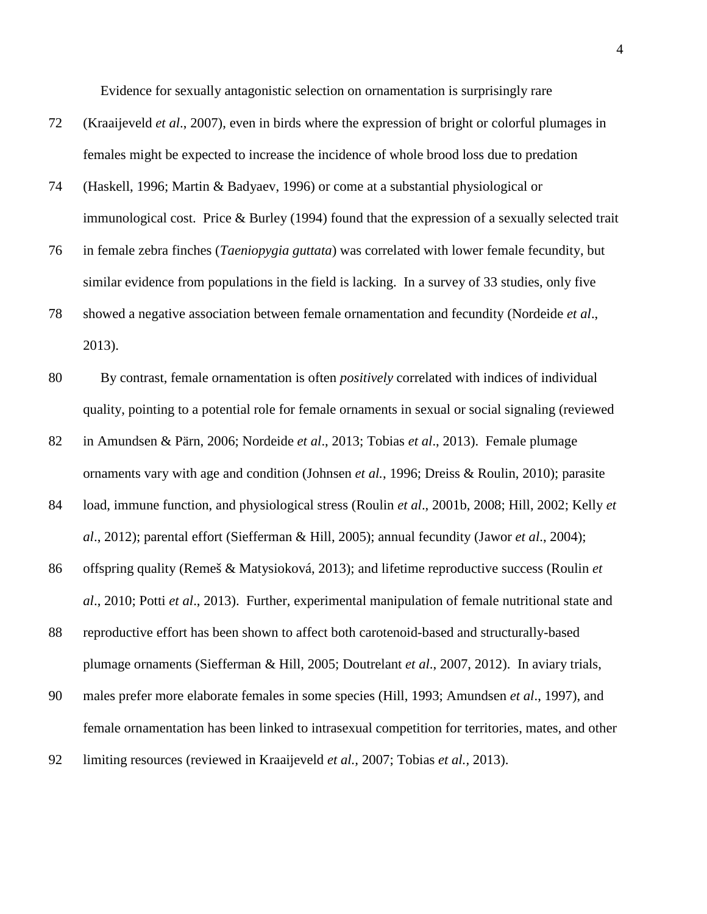Evidence for sexually antagonistic selection on ornamentation is surprisingly rare (Kraaijeveld *et al*., 2007), even in birds where the expression of bright or colorful plumages in females might be expected to increase the incidence of whole brood loss due to predation (Haskell, 1996; Martin & Badyaev, 1996) or come at a substantial physiological or immunological cost. Price & Burley (1994) found that the expression of a sexually selected trait in female zebra finches (*Taeniopygia guttata*) was correlated with lower female fecundity, but similar evidence from populations in the field is lacking. In a survey of 33 studies, only five showed a negative association between female ornamentation and fecundity (Nordeide *et al*., 2013).

By contrast, female ornamentation is often *positively* correlated with indices of individual quality, pointing to a potential role for female ornaments in sexual or social signaling (reviewed in Amundsen & Pärn, 2006; Nordeide *et al*., 2013; Tobias *et al*., 2013). Female plumage ornaments vary with age and condition (Johnsen *et al.*, 1996; Dreiss & Roulin, 2010); parasite load, immune function, and physiological stress (Roulin *et al*., 2001b, 2008; Hill, 2002; Kelly *et al*., 2012); parental effort (Siefferman & Hill, 2005); annual fecundity (Jawor *et al*., 2004); offspring quality (Remeš & Matysioková, 2013); and lifetime reproductive success (Roulin *et al*., 2010; Potti *et al*., 2013). Further, experimental manipulation of female nutritional state and reproductive effort has been shown to affect both carotenoid-based and structurally-based plumage ornaments (Siefferman & Hill, 2005; Doutrelant *et al*., 2007, 2012). In aviary trials, males prefer more elaborate females in some species (Hill, 1993; Amundsen *et al*., 1997), and female ornamentation has been linked to intrasexual competition for territories, mates, and other limiting resources (reviewed in Kraaijeveld *et al.,* 2007; Tobias *et al.,* 2013).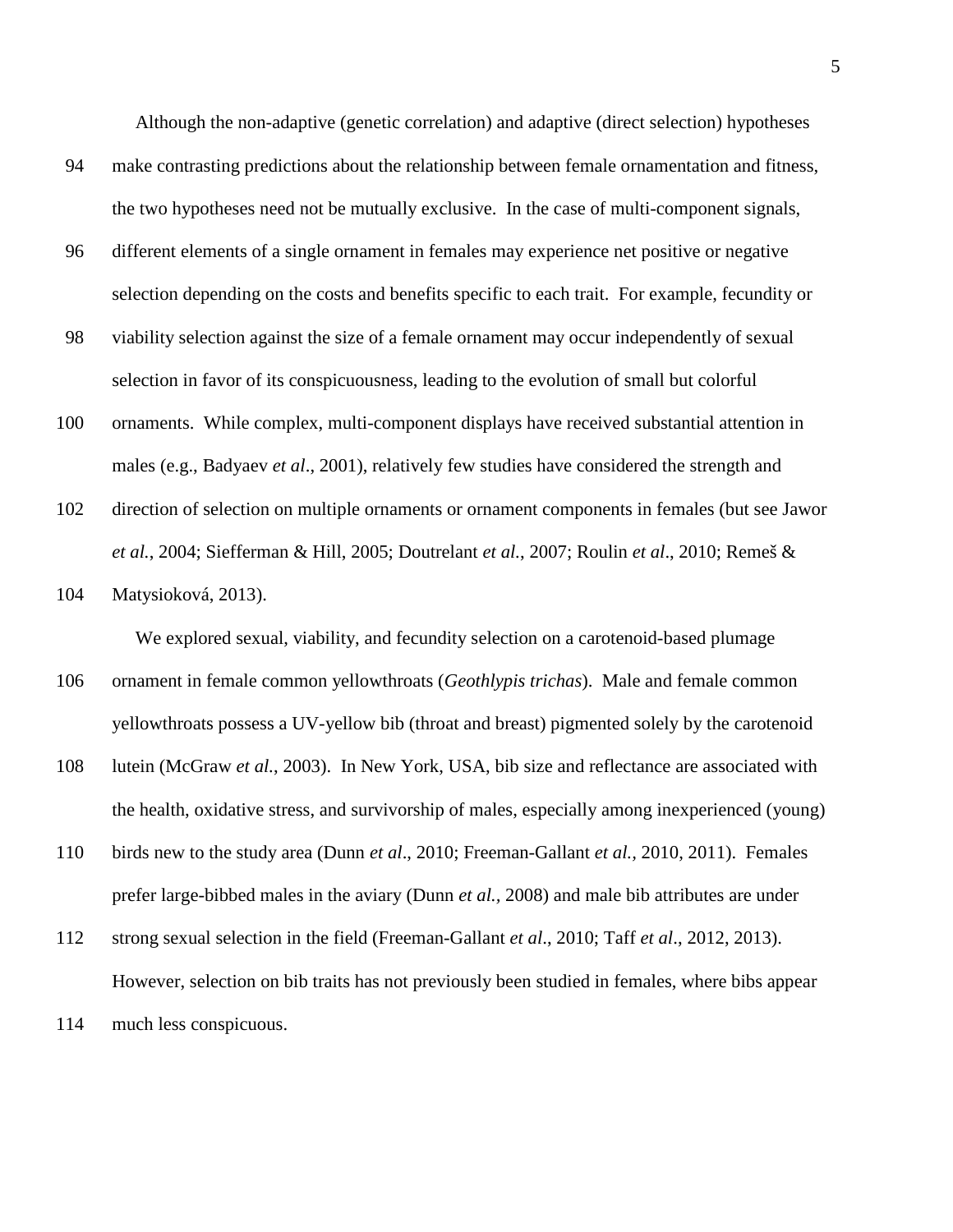Although the non-adaptive (genetic correlation) and adaptive (direct selection) hypotheses make contrasting predictions about the relationship between female ornamentation and fitness, the two hypotheses need not be mutually exclusive. In the case of multi-component signals, different elements of a single ornament in females may experience net positive or negative selection depending on the costs and benefits specific to each trait. For example, fecundity or viability selection against the size of a female ornament may occur independently of sexual selection in favor of its conspicuousness, leading to the evolution of small but colorful ornaments. While complex, multi-component displays have received substantial attention in males (e.g., Badyaev *et al*., 2001), relatively few studies have considered the strength and direction of selection on multiple ornaments or ornament components in females (but see Jawor *et al.*, 2004; Siefferman & Hill, 2005; Doutrelant *et al.*, 2007; Roulin *et al*., 2010; Remeš & Matysioková, 2013).

We explored sexual, viability, and fecundity selection on a carotenoid-based plumage ornament in female common yellowthroats (*Geothlypis trichas*). Male and female common yellowthroats possess a UV-yellow bib (throat and breast) pigmented solely by the carotenoid lutein (McGraw *et al.*, 2003). In New York, USA, bib size and reflectance are associated with the health, oxidative stress, and survivorship of males, especially among inexperienced (young) birds new to the study area (Dunn *et al*., 2010; Freeman-Gallant *et al.*, 2010, 2011). Females prefer large-bibbed males in the aviary (Dunn *et al.*, 2008) and male bib attributes are under strong sexual selection in the field (Freeman-Gallant *et al*., 2010; Taff *et al*., 2012, 2013). However, selection on bib traits has not previously been studied in females, where bibs appear much less conspicuous.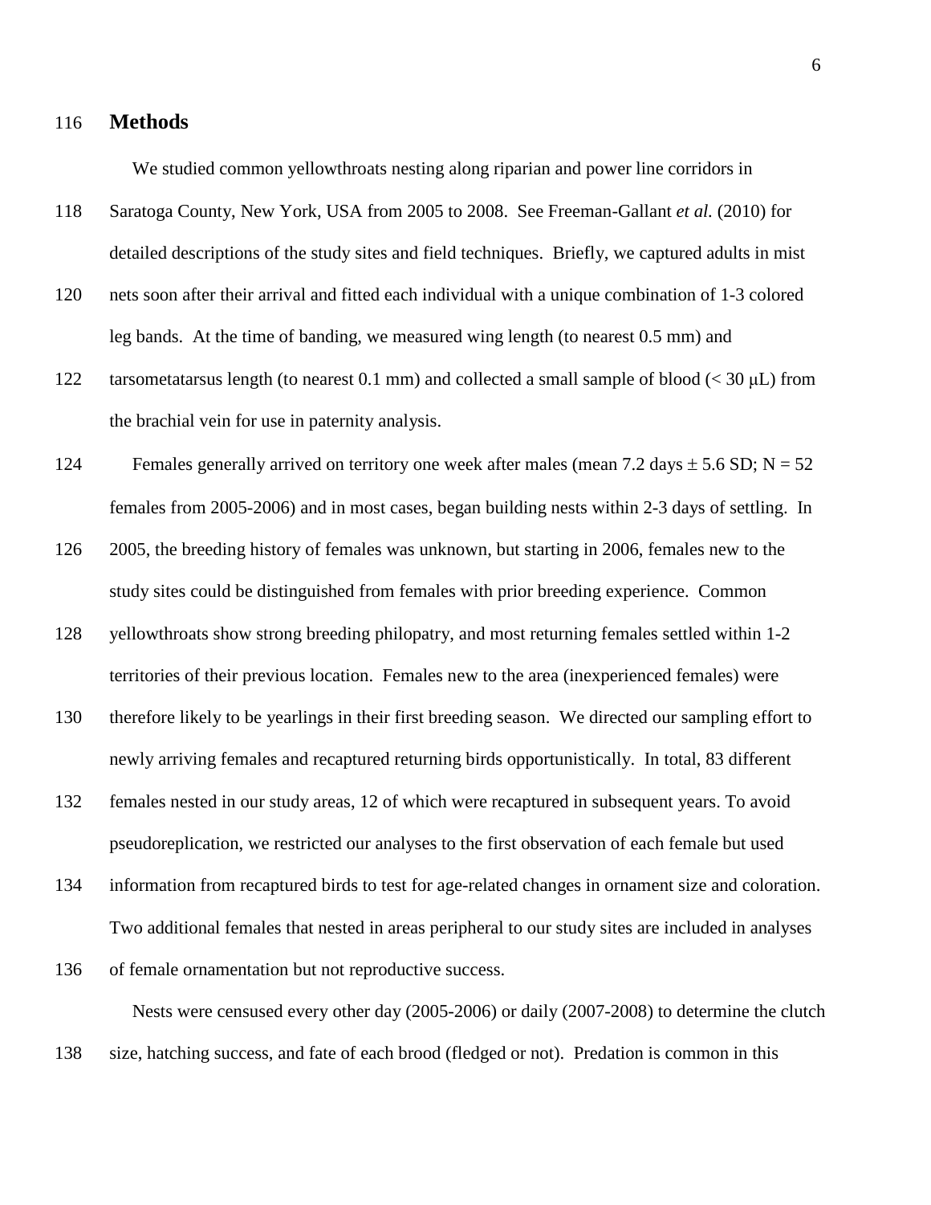## Methods

We studied common yellowthroats nesting along riparian and power line corridors in Saratoga County, New York, USA from 2005 to 2008. See Freeman-Gallant *et al.* (2010) for detailed descriptions of the study sites and field techniques. Briefly, we captured adults in mist nets soon after their arrival and fitted each individual with a unique combination of 1-3 colored leg bands. At the time of banding, we measured wing length (to nearest 0.5 mm) and tarsometatarsus length (to nearest 0.1 mm) and collected a small sample of blood (< 30 μL) from the brachial vein for use in paternity analysis.

Females generally arrived on territory one week after males (mean 7.2 days ± 5.6 SD; N = 52 females from 2005-2006) and in most cases, began building nests within 2-3 days of settling. In 2005, the breeding history of females was unknown, but starting in 2006, females new to the study sites could be distinguished from females with prior breeding experience. Common yellowthroats show strong breeding philopatry, and most returning females settled within 1-2 territories of their previous location. Females new to the area (inexperienced females) were therefore likely to be yearlings in their first breeding season. We directed our sampling effort to newly arriving females and recaptured returning birds opportunistically. In total, 83 different females nested in our study areas, 12 of which were recaptured in subsequent years. To avoid pseudoreplication, we restricted our analyses to the first observation of each female but used information from recaptured birds to test for age-related changes in ornament size and coloration. Two additional females that nested in areas peripheral to our study sites are included in analyses of female ornamentation but not reproductive success.

Nests were censused every other day (2005-2006) or daily (2007-2008) to determine the clutch size, hatching success, and fate of each brood (fledged or not). Predation is common in this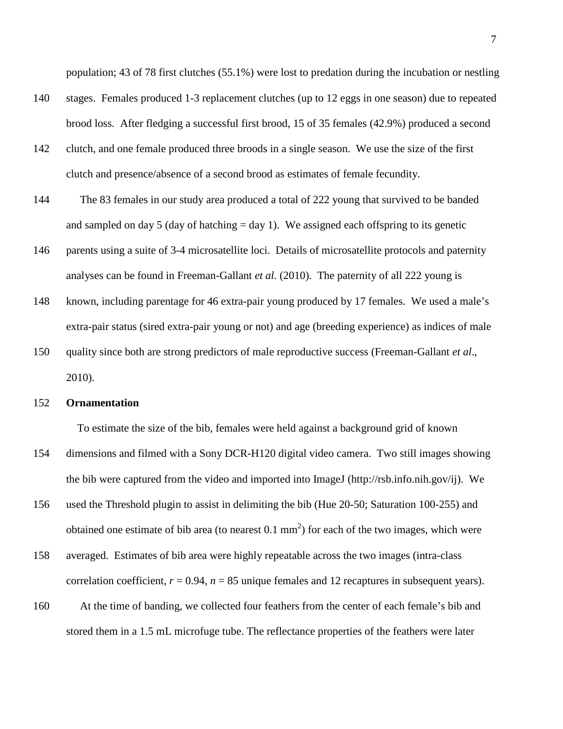population; 43 of 78 first clutches (55.1%) were lost to predation during the incubation or nestling stages. Females produced 1-3 replacement clutches (up to 12 eggs in one season) due to repeated brood loss. After fledging a successful first brood, 15 of 35 females (42.9%) produced a second clutch, and one female produced three broods in a single season. We use the size of the first clutch and presence/absence of a second brood as estimates of female fecundity.

The 83 females in our study area produced a total of 222 young that survived to be banded and sampled on day 5 (day of hatching = day 1). We assigned each offspring to its genetic parents using a suite of 3-4 microsatellite loci. Details of microsatellite protocols and paternity analyses can be found in Freeman-Gallant *et al.* (2010). The paternity of all 222 young is known, including parentage for 46 extra-pair young produced by 17 females. We used a male's extra-pair status (sired extra-pair young or not) and age (breeding experience) as indices of male quality since both are strong predictors of male reproductive success (Freeman-Gallant *et al*., 2010).

**Ornamentation**

To estimate the size of the bib, females were held against a background grid of known dimensions and filmed with a Sony DCR-H120 digital video camera. Two still images showing the bib were captured from the video and imported into ImageJ (http://rsb.info.nih.gov/ij). We used the Threshold plugin to assist in delimiting the bib (Hue 20-50; Saturation 100-255) and obtained one estimate of bib area (to nearest 0.1 $mm^2$) for each of the two images, which were averaged. Estimates of bib area were highly repeatable across the two images (intra-class correlation coefficient, $r = 0.94$, $n = 85$ unique females and 12 recaptures in subsequent years).

At the time of banding, we collected four feathers from the center of each female's bib and stored them in a 1.5 mL microfuge tube. The reflectance properties of the feathers were later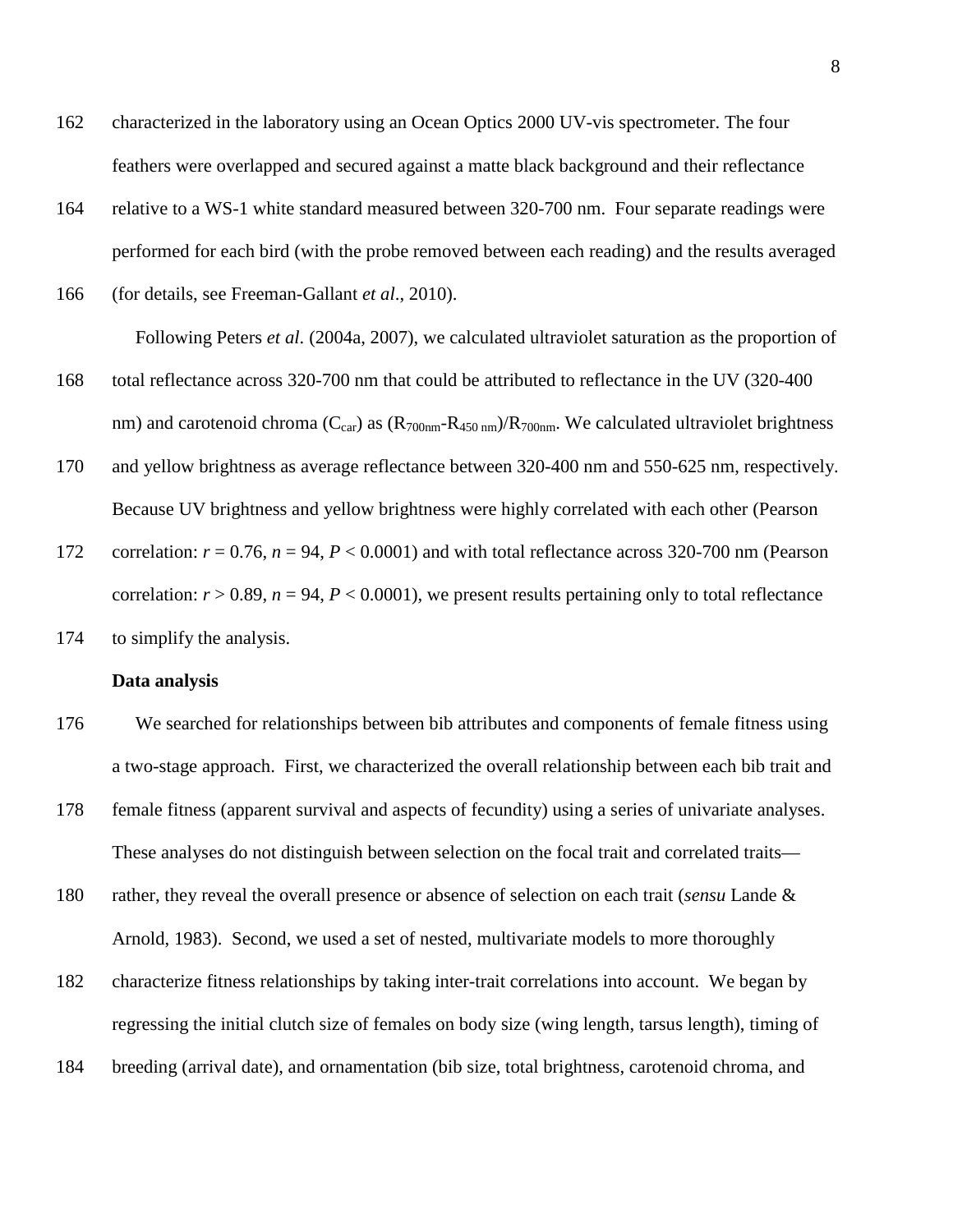characterized in the laboratory using an Ocean Optics 2000 UV-vis spectrometer. The four feathers were overlapped and secured against a matte black background and their reflectance relative to a WS-1 white standard measured between 320-700 nm. Four separate readings were performed for each bird (with the probe removed between each reading) and the results averaged (for details, see Freeman-Gallant *et al*., 2010).

Following Peters *et al*. (2004a, 2007), we calculated ultraviolet saturation as the proportion of total reflectance across 320-700 nm that could be attributed to reflectance in the UV (320-400 nm) and carotenoid chroma ($C_{car}$) as $(R_{700nm}-R_{450\ nm})/R_{700nm}$. We calculated ultraviolet brightness and yellow brightness as average reflectance between 320-400 nm and 550-625 nm, respectively. Because UV brightness and yellow brightness were highly correlated with each other (Pearson correlation: $r = 0.76$, $n = 94$, $P < 0.0001$) and with total reflectance across 320-700 nm (Pearson correlation: $r > 0.89$, $n = 94$, $P < 0.0001$), we present results pertaining only to total reflectance to simplify the analysis.

**Data analysis**

We searched for relationships between bib attributes and components of female fitness using a two-stage approach. First, we characterized the overall relationship between each bib trait and female fitness (apparent survival and aspects of fecundity) using a series of univariate analyses. These analyses do not distinguish between selection on the focal trait and correlated traits—rather, they reveal the overall presence or absence of selection on each trait (*sensu* Lande & Arnold, 1983). Second, we used a set of nested, multivariate models to more thoroughly characterize fitness relationships by taking inter-trait correlations into account. We began by regressing the initial clutch size of females on body size (wing length, tarsus length), timing of breeding (arrival date), and ornamentation (bib size, total brightness, carotenoid chroma, and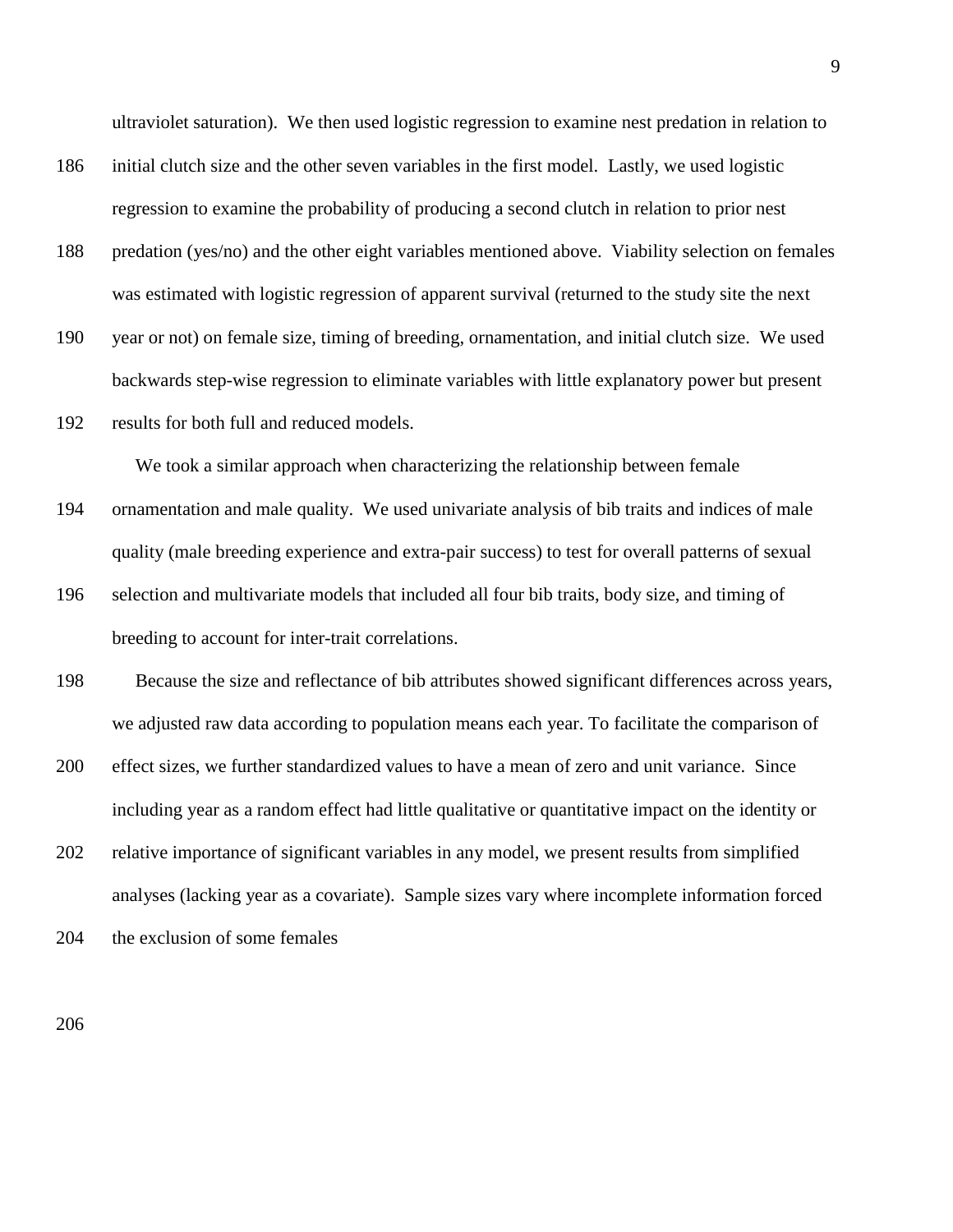ultraviolet saturation). We then used logistic regression to examine nest predation in relation to initial clutch size and the other seven variables in the first model. Lastly, we used logistic regression to examine the probability of producing a second clutch in relation to prior nest predation (yes/no) and the other eight variables mentioned above. Viability selection on females was estimated with logistic regression of apparent survival (returned to the study site the next year or not) on female size, timing of breeding, ornamentation, and initial clutch size. We used backwards step-wise regression to eliminate variables with little explanatory power but present results for both full and reduced models.

We took a similar approach when characterizing the relationship between female ornamentation and male quality. We used univariate analysis of bib traits and indices of male quality (male breeding experience and extra-pair success) to test for overall patterns of sexual selection and multivariate models that included all four bib traits, body size, and timing of breeding to account for inter-trait correlations.

Because the size and reflectance of bib attributes showed significant differences across years, we adjusted raw data according to population means each year. To facilitate the comparison of effect sizes, we further standardized values to have a mean of zero and unit variance. Since including year as a random effect had little qualitative or quantitative impact on the identity or relative importance of significant variables in any model, we present results from simplified analyses (lacking year as a covariate). Sample sizes vary where incomplete information forced the exclusion of some females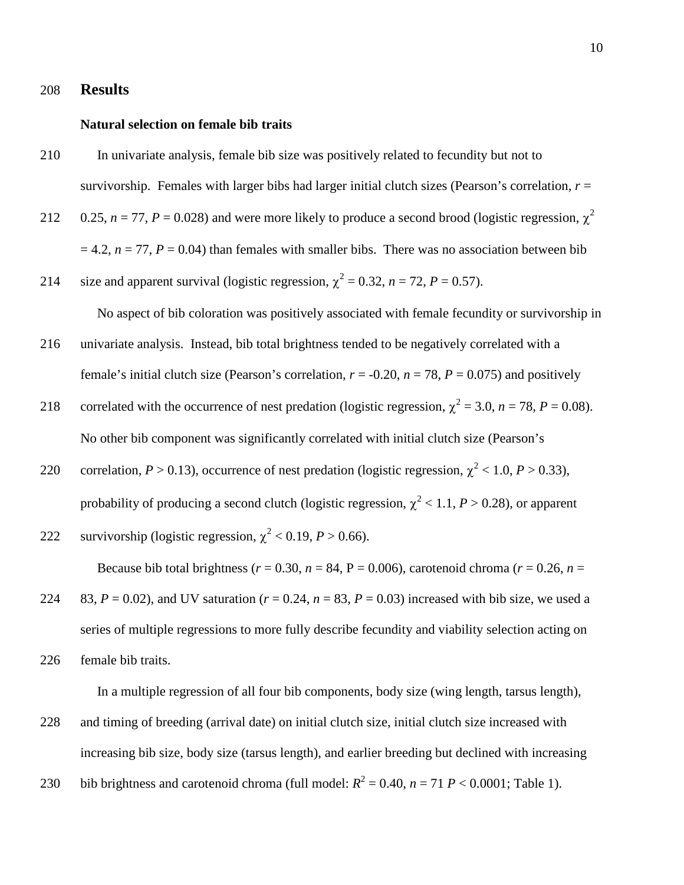## Results

### Natural selection on female bib traits

In univariate analysis, female bib size was positively related to fecundity but not to survivorship. Females with larger bibs had larger initial clutch sizes (Pearson's correlation, $r = 0.25$, $n = 77$, $P = 0.028$) and were more likely to produce a second brood (logistic regression, $\chi^2 = 4.2$, $n = 77$, $P = 0.04$) than females with smaller bibs. There was no association between bib size and apparent survival (logistic regression, $\chi^2 = 0.32$, $n = 72$, $P = 0.57$).

No aspect of bib coloration was positively associated with female fecundity or survivorship in univariate analysis. Instead, bib total brightness tended to be negatively correlated with a female's initial clutch size (Pearson's correlation, $r = -0.20$, $n = 78$, $P = 0.075$) and positively correlated with the occurrence of nest predation (logistic regression, $\chi^2 = 3.0$, $n = 78$, $P = 0.08$). No other bib component was significantly correlated with initial clutch size (Pearson's correlation, $P > 0.13$), occurrence of nest predation (logistic regression, $\chi^2 < 1.0$, $P > 0.33$), probability of producing a second clutch (logistic regression, $\chi^2 < 1.1$, $P > 0.28$), or apparent survivorship (logistic regression, $\chi^2 < 0.19$, $P > 0.66$).

Because bib total brightness ($r = 0.30$, $n = 84$, P = 0.006), carotenoid chroma ($r = 0.26$, $n = 83$, $P = 0.02$), and UV saturation ($r = 0.24$, $n = 83$, $P = 0.03$) increased with bib size, we used a series of multiple regressions to more fully describe fecundity and viability selection acting on female bib traits.

In a multiple regression of all four bib components, body size (wing length, tarsus length), and timing of breeding (arrival date) on initial clutch size, initial clutch size increased with increasing bib size, body size (tarsus length), and earlier breeding but declined with increasing bib brightness and carotenoid chroma (full model: $R^2 = 0.40$, $n = 71$ $P < 0.0001$; Table 1).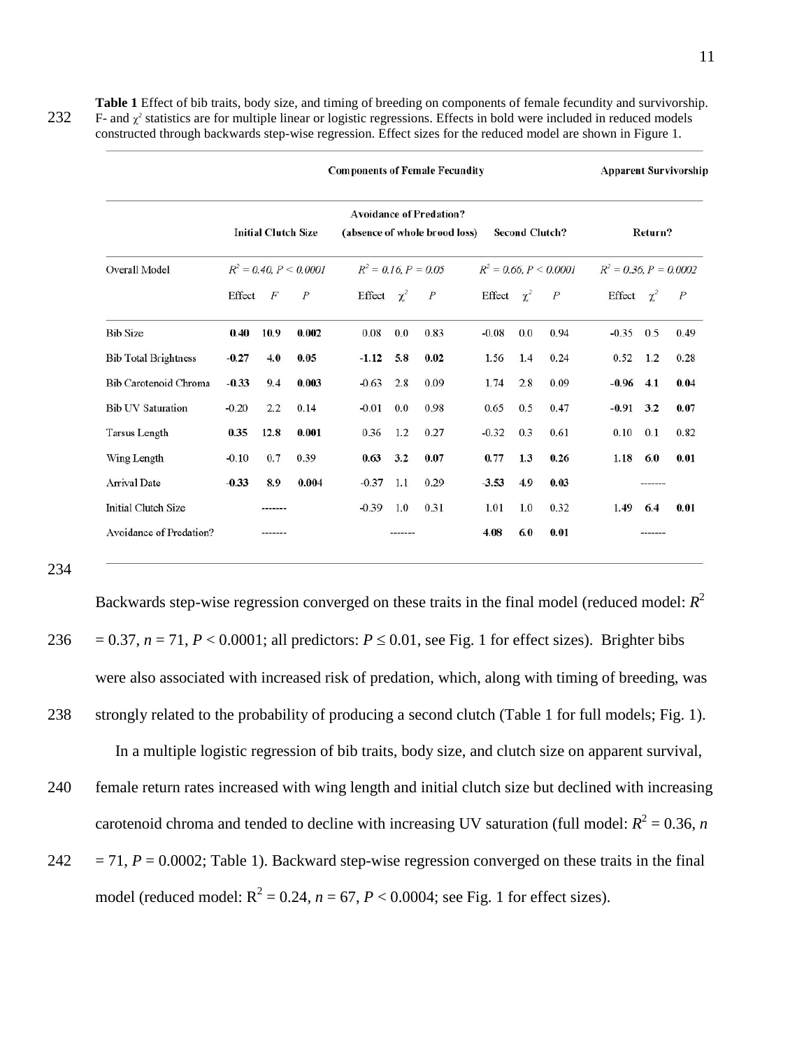**Table 1** Effect of bib traits, body size, and timing of breeding on components of female fecundity and survivorship. F- and $\chi^2$ statistics are for multiple linear or logistic regressions. Effects in bold were included in reduced models constructed through backwards step-wise regression. Effect sizes for the reduced model are shown in Figure 1.

| | Components of Female Fecundity | | | | | | | | | Apparent Survivorship | | |
|---|---|---|---|---|---|---|---|---|---|---|---|---|
| | Initial Clutch Size | | | Avoidance of Predation? (absence of whole brood loss) | | | Second Clutch? | | | Return? | | |
| Overall Model | $R^2 = 0.40, P < 0.0001$ | | | $R^2 = 0.16, P = 0.05$ | | | $R^2 = 0.66, P < 0.0001$ | | | $R^2 = 0.36, P = 0.0002$ | | |
| | Effect | $F$ | $P$ | Effect | $\chi^2$ | $P$ | Effect | $\chi^2$ | $P$ | Effect | $\chi^2$ | $P$ |
| Bib Size | **0.40** | **10.9** | **0.002** | 0.08 | 0.0 | 0.83 | -0.08 | 0.0 | 0.94 | -0.35 | 0.5 | 0.49 |
| Bib Total Brightness | **-0.27** | **4.0** | **0.05** | **-1.12** | **5.8** | **0.02** | 1.56 | 1.4 | 0.24 | 0.52 | 1.2 | 0.28 |
| Bib Carotenoid Chroma | **-0.33** | **9.4** | **0.003** | -0.63 | 2.8 | 0.09 | 1.74 | 2.8 | 0.09 | **-0.96** | **4.1** | **0.04** |
| Bib UV Saturation | -0.20 | 2.2 | 0.14 | -0.01 | 0.0 | 0.98 | 0.65 | 0.5 | 0.47 | **-0.91** | **3.2** | **0.07** |
| Tarsus Length | **0.35** | **12.8** | **0.001** | 0.36 | 1.2 | 0.27 | -0.32 | 0.3 | 0.61 | 0.10 | 0.1 | 0.82 |
| Wing Length | -0.10 | 0.7 | 0.39 | **0.63** | **3.2** | **0.07** | **0.77** | **1.3** | **0.26** | **1.18** | **6.0** | **0.01** |
| Arrival Date | **-0.33** | **8.9** | **0.004** | -0.37 | 1.1 | 0.29 | **-3.53** | **4.9** | **0.03** | | ------- | |
| Initial Clutch Size | | ------- | | -0.39 | 1.0 | 0.31 | 1.01 | 1.0 | 0.32 | **1.49** | **6.4** | **0.01** |
| Avoidance of Predation? | | ------- | | | ------- | | **4.08** | **6.0** | **0.01** | | ------- | |

Backwards step-wise regression converged on these traits in the final model (reduced model: $R^2 = 0.37$, $n = 71$, $P < 0.0001$; all predictors: $P \leq 0.01$, see Fig. 1 for effect sizes). Brighter bibs were also associated with increased risk of predation, which, along with timing of breeding, was strongly related to the probability of producing a second clutch (Table 1 for full models; Fig. 1).

In a multiple logistic regression of bib traits, body size, and clutch size on apparent survival, female return rates increased with wing length and initial clutch size but declined with increasing carotenoid chroma and tended to decline with increasing UV saturation (full model: $R^2 = 0.36$, $n = 71$, $P = 0.0002$; Table 1). Backward step-wise regression converged on these traits in the final model (reduced model: $R^2 = 0.24$, $n = 67$, $P < 0.0004$; see Fig. 1 for effect sizes).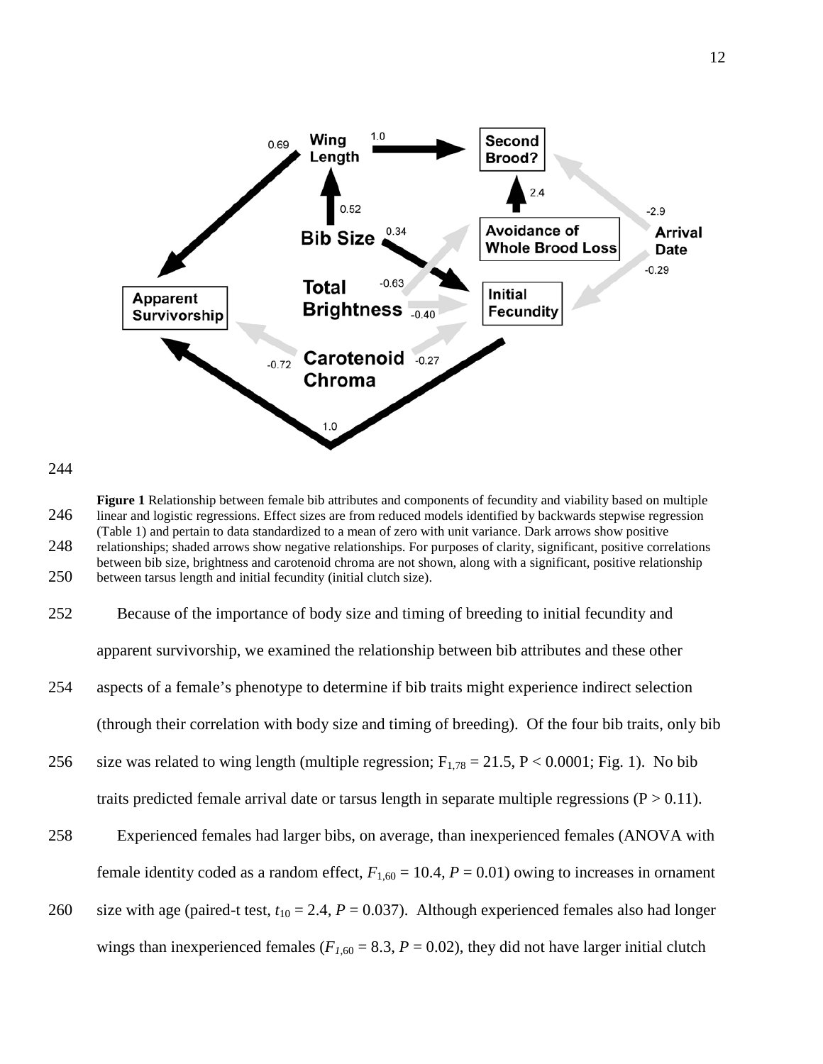**Figure 1** Relationship between female bib attributes and components of fecundity and viability based on multiple linear and logistic regressions. Effect sizes are from reduced models identified by backwards stepwise regression (Table 1) and pertain to data standardized to a mean of zero with unit variance. Dark arrows show positive relationships; shaded arrows show negative relationships. For purposes of clarity, significant, positive correlations between bib size, brightness and carotenoid chroma are not shown, along with a significant, positive relationship between tarsus length and initial fecundity (initial clutch size).

Because of the importance of body size and timing of breeding to initial fecundity and apparent survivorship, we examined the relationship between bib attributes and these other aspects of a female's phenotype to determine if bib traits might experience indirect selection (through their correlation with body size and timing of breeding). Of the four bib traits, only bib size was related to wing length (multiple regression; $F_{1,78} = 21.5$, $P < 0.0001$; Fig. 1). No bib traits predicted female arrival date or tarsus length in separate multiple regressions ($P > 0.11$).

Experienced females had larger bibs, on average, than inexperienced females (ANOVA with female identity coded as a random effect, $F_{1,60} = 10.4$, $P = 0.01$) owing to increases in ornament size with age (paired-t test, $t_{10} = 2.4$, $P = 0.037$). Although experienced females also had longer wings than inexperienced females ($F_{1,60} = 8.3$, $P = 0.02$), they did not have larger initial clutch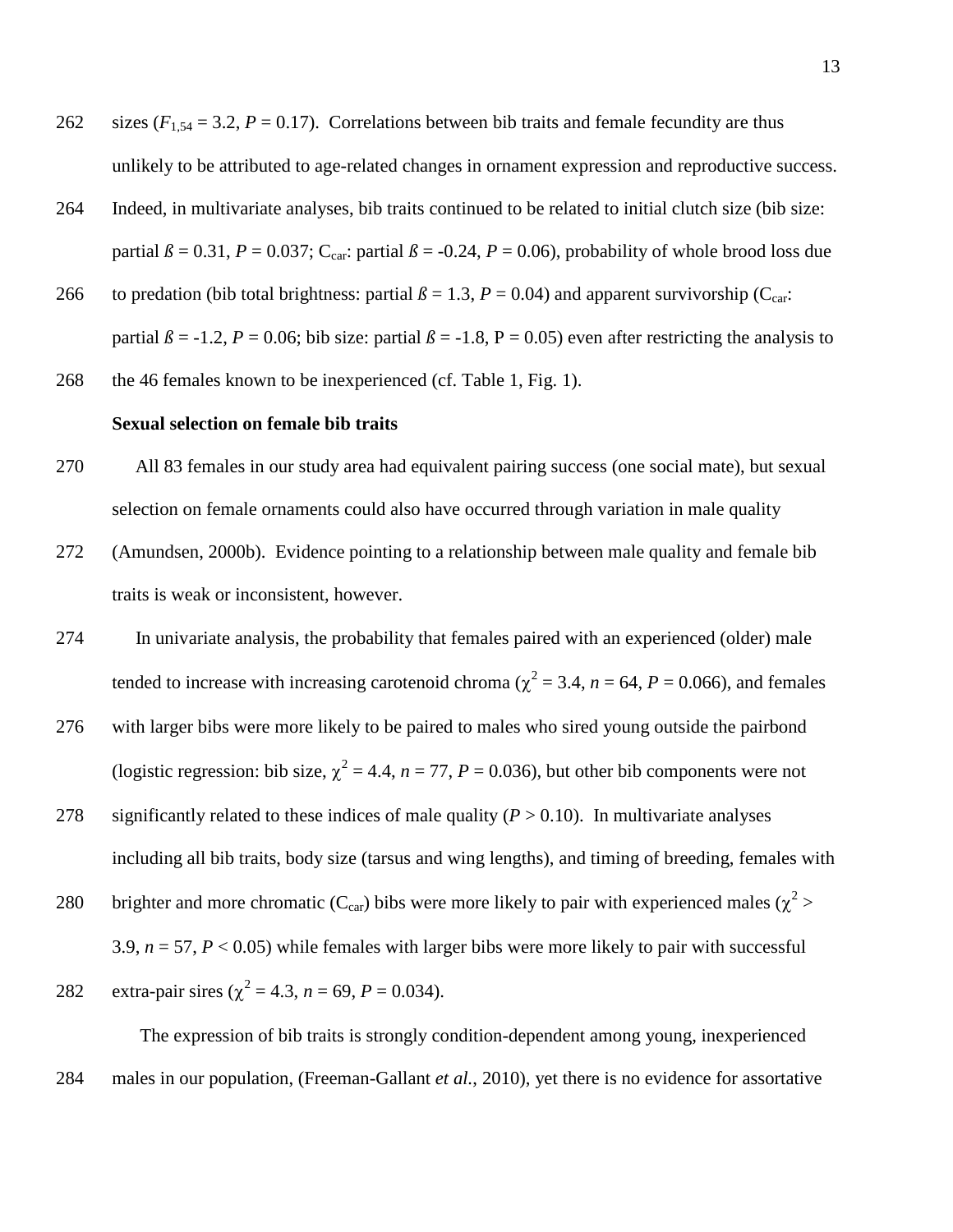sizes ($F_{1,54}$ = 3.2, $P$ = 0.17). Correlations between bib traits and female fecundity are thus unlikely to be attributed to age-related changes in ornament expression and reproductive success. Indeed, in multivariate analyses, bib traits continued to be related to initial clutch size (bib size: partial $ß$ = 0.31, $P$ = 0.037; $C_{car}$: partial $ß$ = -0.24, $P$ = 0.06), probability of whole brood loss due to predation (bib total brightness: partial $ß$ = 1.3, $P$ = 0.04) and apparent survivorship ($C_{car}$: partial $ß$ = -1.2, $P$ = 0.06; bib size: partial $ß$ = -1.8, P = 0.05) even after restricting the analysis to the 46 females known to be inexperienced (cf. Table 1, Fig. 1).

**Sexual selection on female bib traits**

All 83 females in our study area had equivalent pairing success (one social mate), but sexual selection on female ornaments could also have occurred through variation in male quality (Amundsen, 2000b). Evidence pointing to a relationship between male quality and female bib traits is weak or inconsistent, however.

In univariate analysis, the probability that females paired with an experienced (older) male tended to increase with increasing carotenoid chroma ($\chi^2$ = 3.4, $n$ = 64, $P$ = 0.066), and females with larger bibs were more likely to be paired to males who sired young outside the pairbond (logistic regression: bib size, $\chi^2$ = 4.4, $n$ = 77, $P$ = 0.036), but other bib components were not significantly related to these indices of male quality ($P$ > 0.10). In multivariate analyses including all bib traits, body size (tarsus and wing lengths), and timing of breeding, females with brighter and more chromatic ($C_{car}$) bibs were more likely to pair with experienced males ($\chi^2$ > 3.9, $n$ = 57, $P$ < 0.05) while females with larger bibs were more likely to pair with successful extra-pair sires ($\chi^2$ = 4.3, $n$ = 69, $P$ = 0.034).

The expression of bib traits is strongly condition-dependent among young, inexperienced males in our population, (Freeman-Gallant *et al.*, 2010), yet there is no evidence for assortative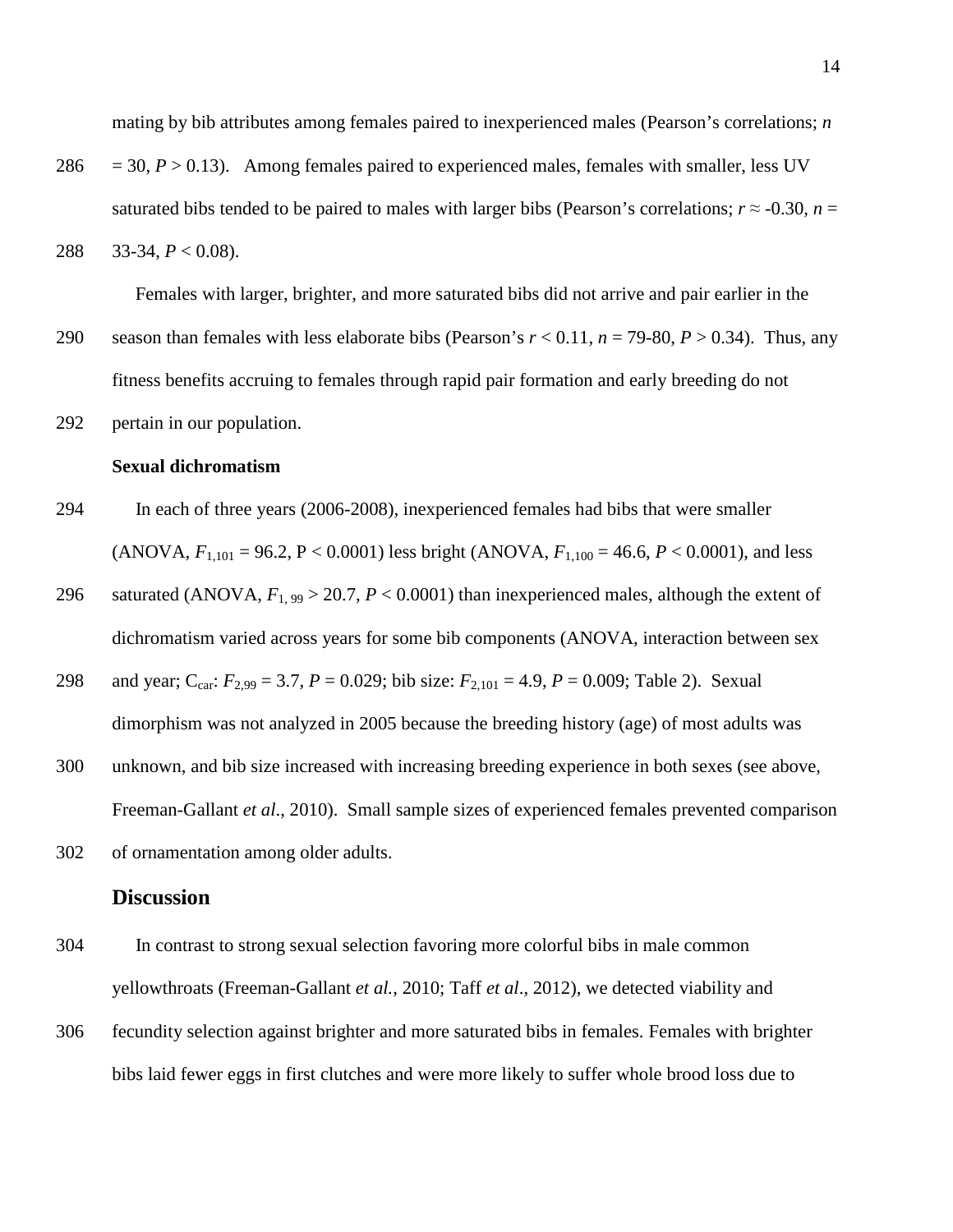mating by bib attributes among females paired to inexperienced males (Pearson's correlations; $n = 30$, $P > 0.13$). Among females paired to experienced males, females with smaller, less UV saturated bibs tended to be paired to males with larger bibs (Pearson's correlations; $r \approx -0.30$, $n = 33$-$34$, $P < 0.08$).

Females with larger, brighter, and more saturated bibs did not arrive and pair earlier in the season than females with less elaborate bibs (Pearson's $r < 0.11$, $n = 79$-$80$, $P > 0.34$). Thus, any fitness benefits accruing to females through rapid pair formation and early breeding do not pertain in our population.

**Sexual dichromatism**

In each of three years (2006-2008), inexperienced females had bibs that were smaller (ANOVA, $F_{1,101} = 96.2$, $P < 0.0001$) less bright (ANOVA, $F_{1,100} = 46.6$, $P < 0.0001$), and less saturated (ANOVA, $F_{1,99} > 20.7$, $P < 0.0001$) than inexperienced males, although the extent of dichromatism varied across years for some bib components (ANOVA, interaction between sex and year; $C_{car}$: $F_{2,99} = 3.7$, $P = 0.029$; bib size: $F_{2,101} = 4.9$, $P = 0.009$; Table 2). Sexual dimorphism was not analyzed in 2005 because the breeding history (age) of most adults was unknown, and bib size increased with increasing breeding experience in both sexes (see above, Freeman-Gallant *et al*., 2010). Small sample sizes of experienced females prevented comparison of ornamentation among older adults.

## Discussion

In contrast to strong sexual selection favoring more colorful bibs in male common yellowthroats (Freeman-Gallant *et al.*, 2010; Taff *et al*., 2012), we detected viability and fecundity selection against brighter and more saturated bibs in females. Females with brighter bibs laid fewer eggs in first clutches and were more likely to suffer whole brood loss due to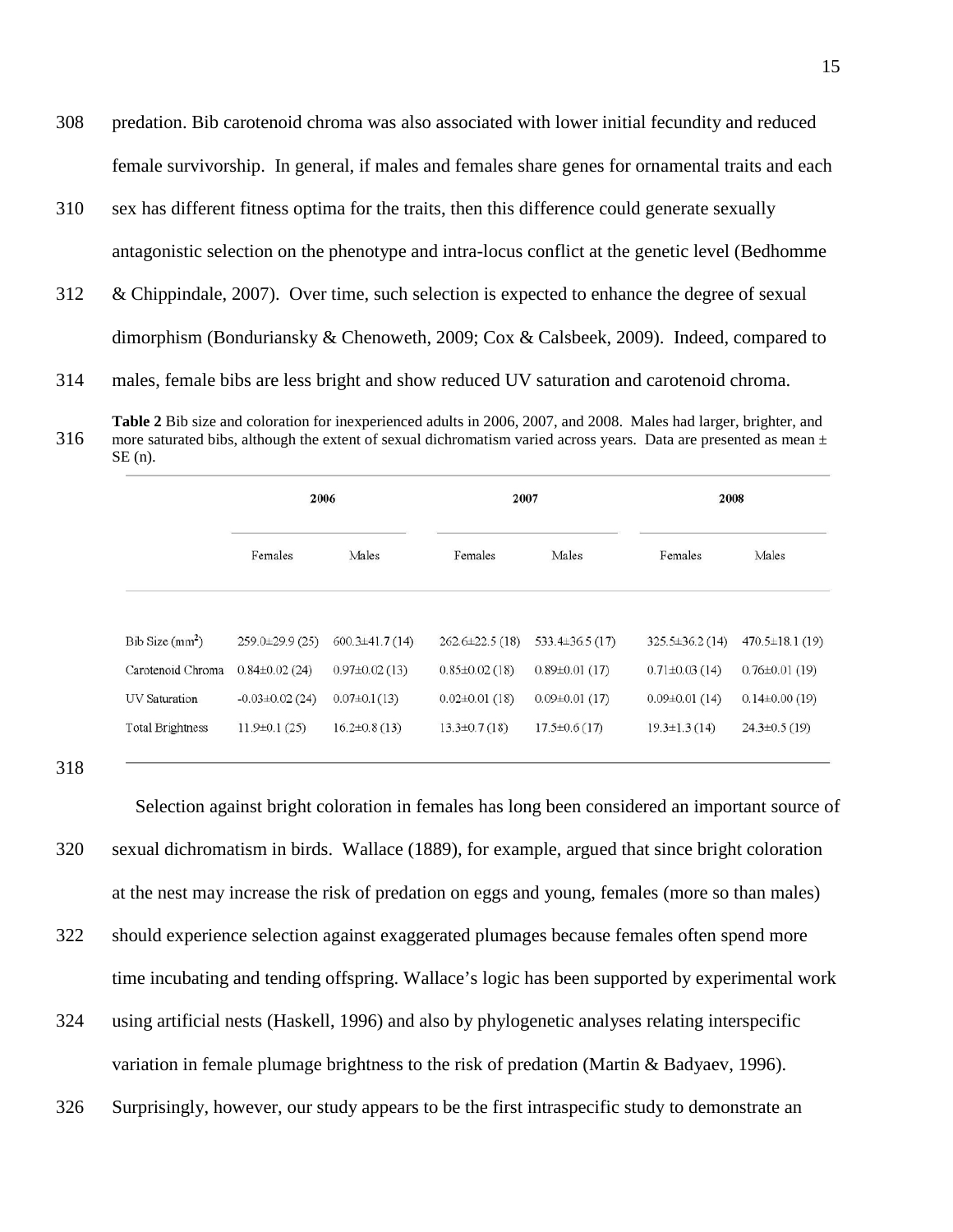predation. Bib carotenoid chroma was also associated with lower initial fecundity and reduced female survivorship. In general, if males and females share genes for ornamental traits and each sex has different fitness optima for the traits, then this difference could generate sexually antagonistic selection on the phenotype and intra-locus conflict at the genetic level (Bedhomme & Chippindale, 2007). Over time, such selection is expected to enhance the degree of sexual dimorphism (Bonduriansky & Chenoweth, 2009; Cox & Calsbeek, 2009). Indeed, compared to males, female bibs are less bright and show reduced UV saturation and carotenoid chroma.

**Table 2** Bib size and coloration for inexperienced adults in 2006, 2007, and 2008. Males had larger, brighter, and more saturated bibs, although the extent of sexual dichromatism varied across years. Data are presented as mean ± SE (n).

| | 2006 | | 2007 | | 2008 | |
|---|---|---|---|---|---|---|
| | Females | Males | Females | Males | Females | Males |
| Bib Size (mm$^2$) | 259.0±29.9 (25) | 600.3±41.7 (14) | 262.6±22.5 (18) | 533.4±36.5 (17) | 325.5±36.2 (14) | 470.5±18.1 (19) |
| Carotenoid Chroma | 0.84±0.02 (24) | 0.97±0.02 (13) | 0.85±0.02 (18) | 0.89±0.01 (17) | 0.71±0.03 (14) | 0.76±0.01 (19) |
| UV Saturation | -0.03±0.02 (24) | 0.07±0.1 (13) | 0.02±0.01 (18) | 0.09±0.01 (17) | 0.09±0.01 (14) | 0.14±0.00 (19) |
| Total Brightness | 11.9±0.1 (25) | 16.2±0.8 (13) | 13.3±0.7 (18) | 17.5±0.6 (17) | 19.3±1.3 (14) | 24.3±0.5 (19) |

Selection against bright coloration in females has long been considered an important source of sexual dichromatism in birds. Wallace (1889), for example, argued that since bright coloration at the nest may increase the risk of predation on eggs and young, females (more so than males) should experience selection against exaggerated plumages because females often spend more time incubating and tending offspring. Wallace's logic has been supported by experimental work using artificial nests (Haskell, 1996) and also by phylogenetic analyses relating interspecific variation in female plumage brightness to the risk of predation (Martin & Badyaev, 1996). Surprisingly, however, our study appears to be the first intraspecific study to demonstrate an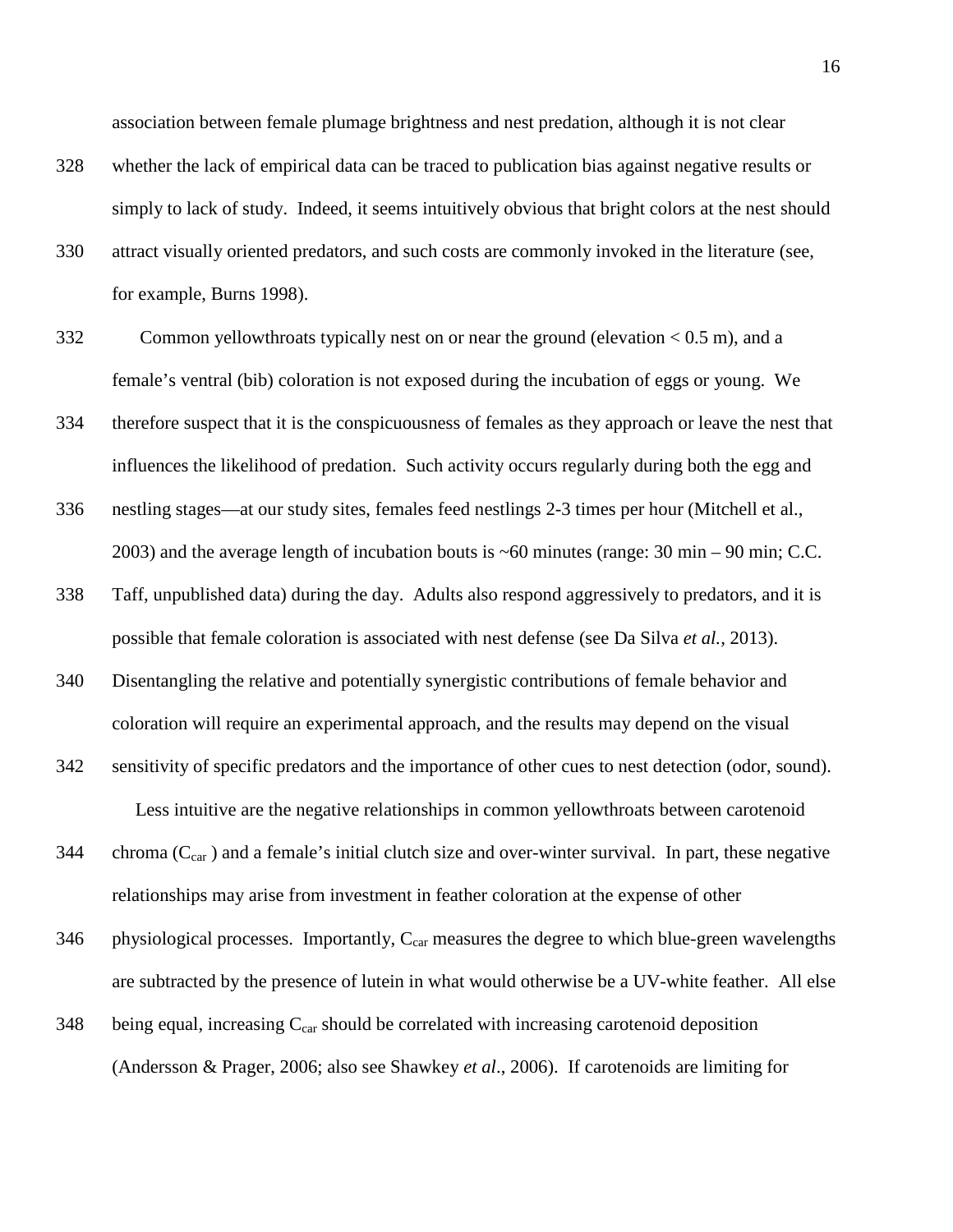association between female plumage brightness and nest predation, although it is not clear whether the lack of empirical data can be traced to publication bias against negative results or simply to lack of study. Indeed, it seems intuitively obvious that bright colors at the nest should attract visually oriented predators, and such costs are commonly invoked in the literature (see, for example, Burns 1998).

Common yellowthroats typically nest on or near the ground (elevation < 0.5 m), and a female's ventral (bib) coloration is not exposed during the incubation of eggs or young. We therefore suspect that it is the conspicuousness of females as they approach or leave the nest that influences the likelihood of predation. Such activity occurs regularly during both the egg and nestling stages—at our study sites, females feed nestlings 2-3 times per hour (Mitchell et al., 2003) and the average length of incubation bouts is ~60 minutes (range: 30 min – 90 min; C.C. Taff, unpublished data) during the day. Adults also respond aggressively to predators, and it is possible that female coloration is associated with nest defense (see Da Silva *et al.,* 2013). Disentangling the relative and potentially synergistic contributions of female behavior and coloration will require an experimental approach, and the results may depend on the visual sensitivity of specific predators and the importance of other cues to nest detection (odor, sound).

Less intuitive are the negative relationships in common yellowthroats between carotenoid chroma ($C_{car}$) and a female's initial clutch size and over-winter survival. In part, these negative relationships may arise from investment in feather coloration at the expense of other physiological processes. Importantly, $C_{car}$ measures the degree to which blue-green wavelengths are subtracted by the presence of lutein in what would otherwise be a UV-white feather. All else being equal, increasing $C_{car}$ should be correlated with increasing carotenoid deposition (Andersson & Prager, 2006; also see Shawkey *et al*., 2006). If carotenoids are limiting for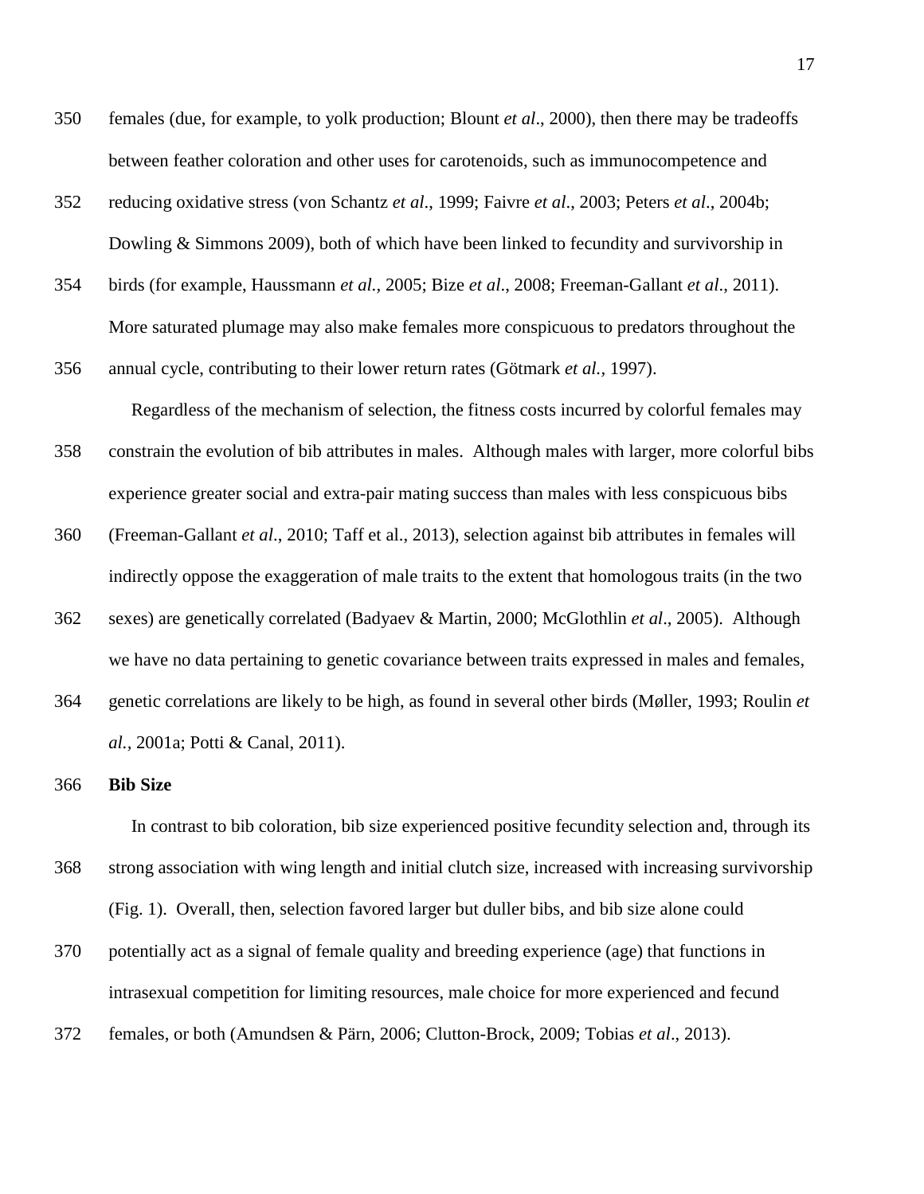females (due, for example, to yolk production; Blount *et al*., 2000), then there may be tradeoffs between feather coloration and other uses for carotenoids, such as immunocompetence and reducing oxidative stress (von Schantz *et al*., 1999; Faivre *et al*., 2003; Peters *et al*., 2004b; Dowling & Simmons 2009), both of which have been linked to fecundity and survivorship in birds (for example, Haussmann *et al.*, 2005; Bize *et al*., 2008; Freeman-Gallant *et al*., 2011). More saturated plumage may also make females more conspicuous to predators throughout the annual cycle, contributing to their lower return rates (Götmark *et al.*, 1997).

Regardless of the mechanism of selection, the fitness costs incurred by colorful females may constrain the evolution of bib attributes in males. Although males with larger, more colorful bibs experience greater social and extra-pair mating success than males with less conspicuous bibs (Freeman-Gallant *et al*., 2010; Taff et al., 2013), selection against bib attributes in females will indirectly oppose the exaggeration of male traits to the extent that homologous traits (in the two sexes) are genetically correlated (Badyaev & Martin, 2000; McGlothlin *et al*., 2005). Although we have no data pertaining to genetic covariance between traits expressed in males and females, genetic correlations are likely to be high, as found in several other birds (Møller, 1993; Roulin *et al.*, 2001a; Potti & Canal, 2011).

**Bib Size**

In contrast to bib coloration, bib size experienced positive fecundity selection and, through its strong association with wing length and initial clutch size, increased with increasing survivorship (Fig. 1). Overall, then, selection favored larger but duller bibs, and bib size alone could potentially act as a signal of female quality and breeding experience (age) that functions in intrasexual competition for limiting resources, male choice for more experienced and fecund females, or both (Amundsen & Pärn, 2006; Clutton-Brock, 2009; Tobias *et al*., 2013).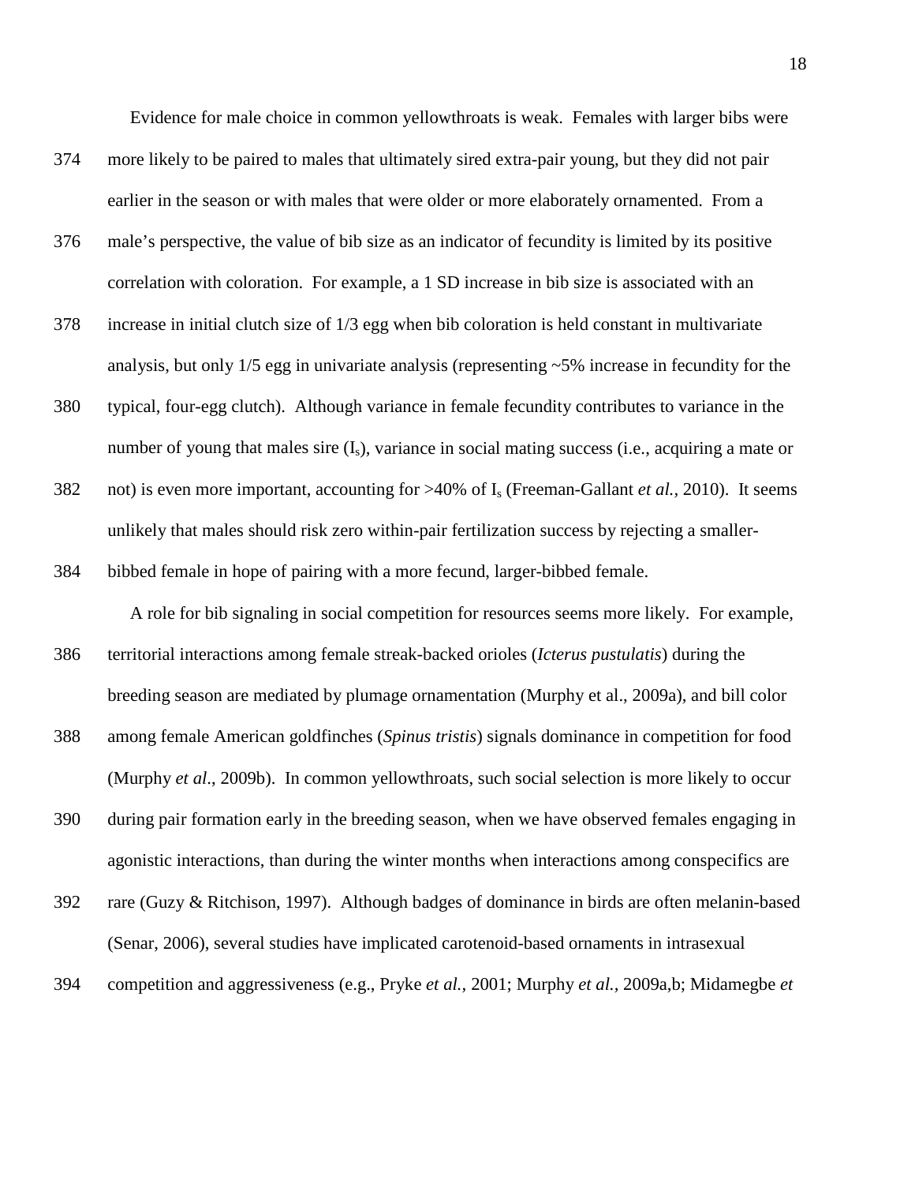Evidence for male choice in common yellowthroats is weak. Females with larger bibs were more likely to be paired to males that ultimately sired extra-pair young, but they did not pair earlier in the season or with males that were older or more elaborately ornamented. From a male's perspective, the value of bib size as an indicator of fecundity is limited by its positive correlation with coloration. For example, a 1 SD increase in bib size is associated with an increase in initial clutch size of 1/3 egg when bib coloration is held constant in multivariate analysis, but only 1/5 egg in univariate analysis (representing ~5% increase in fecundity for the typical, four-egg clutch). Although variance in female fecundity contributes to variance in the number of young that males sire ($I_s$), variance in social mating success (i.e., acquiring a mate or not) is even more important, accounting for >40% of $I_s$ (Freeman-Gallant *et al.*, 2010). It seems unlikely that males should risk zero within-pair fertilization success by rejecting a smaller-bibbed female in hope of pairing with a more fecund, larger-bibbed female.

A role for bib signaling in social competition for resources seems more likely. For example, territorial interactions among female streak-backed orioles (*Icterus pustulatis*) during the breeding season are mediated by plumage ornamentation (Murphy et al., 2009a), and bill color among female American goldfinches (*Spinus tristis*) signals dominance in competition for food (Murphy *et al*., 2009b). In common yellowthroats, such social selection is more likely to occur during pair formation early in the breeding season, when we have observed females engaging in agonistic interactions, than during the winter months when interactions among conspecifics are rare (Guzy & Ritchison, 1997). Although badges of dominance in birds are often melanin-based (Senar, 2006), several studies have implicated carotenoid-based ornaments in intrasexual competition and aggressiveness (e.g., Pryke *et al.,* 2001; Murphy *et al.,* 2009a,b; Midamegbe *et*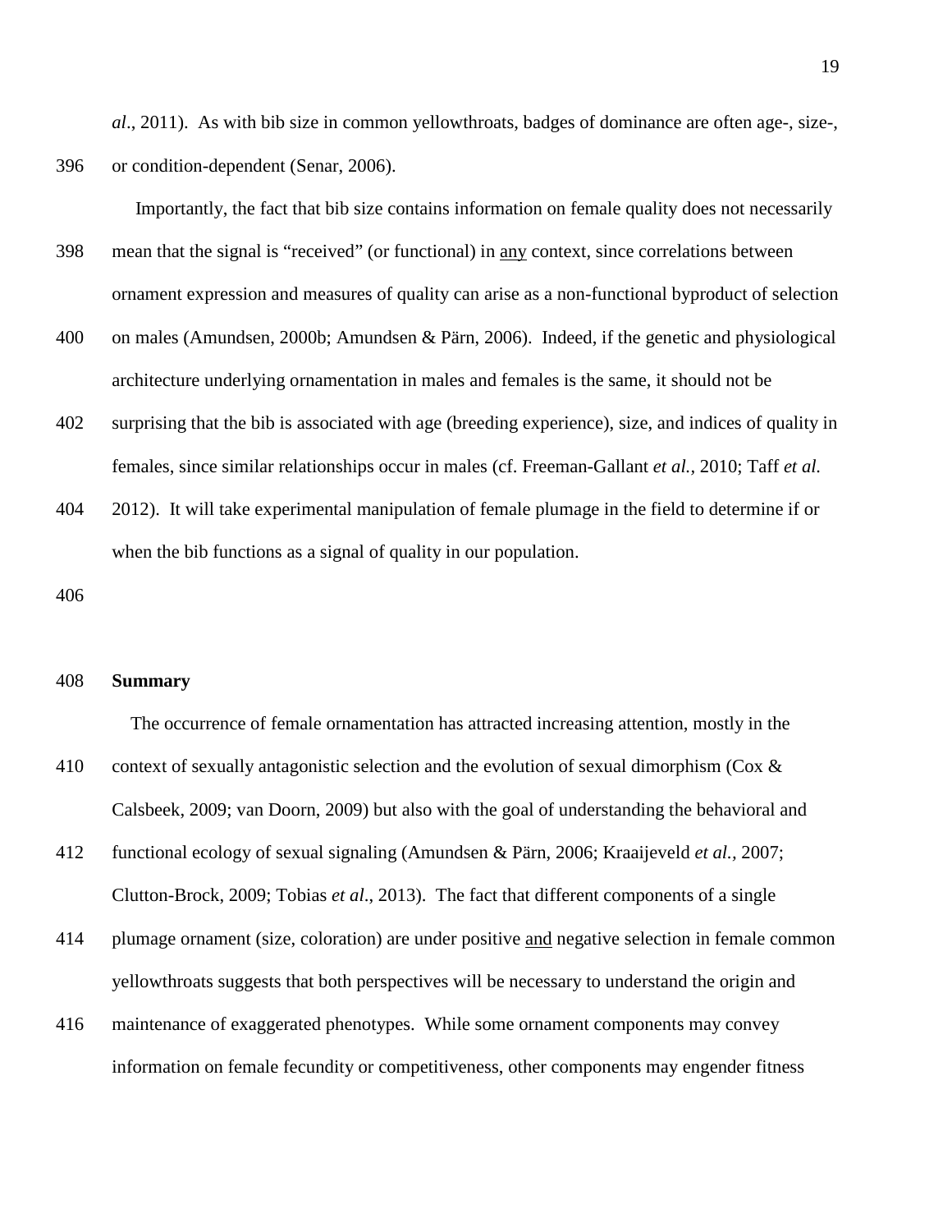*al*., 2011). As with bib size in common yellowthroats, badges of dominance are often age-, size-, or condition-dependent (Senar, 2006).

Importantly, the fact that bib size contains information on female quality does not necessarily mean that the signal is "received" (or functional) in <u>any</u> context, since correlations between ornament expression and measures of quality can arise as a non-functional byproduct of selection on males (Amundsen, 2000b; Amundsen & Pärn, 2006). Indeed, if the genetic and physiological architecture underlying ornamentation in males and females is the same, it should not be surprising that the bib is associated with age (breeding experience), size, and indices of quality in females, since similar relationships occur in males (cf. Freeman-Gallant *et al.*, 2010; Taff *et al.* 2012). It will take experimental manipulation of female plumage in the field to determine if or when the bib functions as a signal of quality in our population.

**Summary**

The occurrence of female ornamentation has attracted increasing attention, mostly in the context of sexually antagonistic selection and the evolution of sexual dimorphism (Cox & Calsbeek, 2009; van Doorn, 2009) but also with the goal of understanding the behavioral and functional ecology of sexual signaling (Amundsen & Pärn, 2006; Kraaijeveld *et al.*, 2007; Clutton-Brock, 2009; Tobias *et al*., 2013). The fact that different components of a single plumage ornament (size, coloration) are under positive <u>and</u> negative selection in female common yellowthroats suggests that both perspectives will be necessary to understand the origin and maintenance of exaggerated phenotypes. While some ornament components may convey information on female fecundity or competitiveness, other components may engender fitness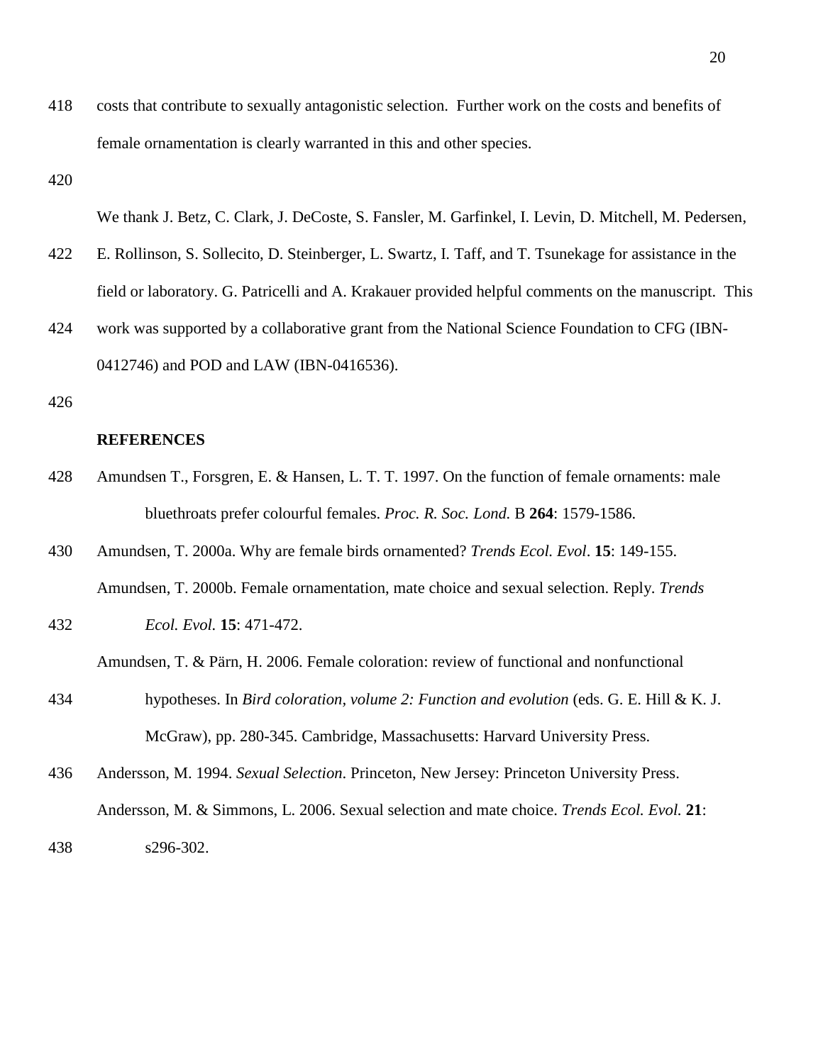costs that contribute to sexually antagonistic selection. Further work on the costs and benefits of female ornamentation is clearly warranted in this and other species.

We thank J. Betz, C. Clark, J. DeCoste, S. Fansler, M. Garfinkel, I. Levin, D. Mitchell, M. Pedersen, E. Rollinson, S. Sollecito, D. Steinberger, L. Swartz, I. Taff, and T. Tsunekage for assistance in the field or laboratory. G. Patricelli and A. Krakauer provided helpful comments on the manuscript. This work was supported by a collaborative grant from the National Science Foundation to CFG (IBN-0412746) and POD and LAW (IBN-0416536).

## REFERENCES

Amundsen T., Forsgren, E. & Hansen, L. T. T. 1997. On the function of female ornaments: male bluethroats prefer colourful females. *Proc. R. Soc. Lond.* B **264**: 1579-1586.

Amundsen, T. 2000a. Why are female birds ornamented? *Trends Ecol. Evol*. **15**: 149-155.

Amundsen, T. 2000b. Female ornamentation, mate choice and sexual selection. Reply. *Trends Ecol. Evol.* **15**: 471-472.

Amundsen, T. & Pärn, H. 2006. Female coloration: review of functional and nonfunctional hypotheses. In *Bird coloration, volume 2: Function and evolution* (eds. G. E. Hill & K. J. McGraw), pp. 280-345. Cambridge, Massachusetts: Harvard University Press.

Andersson, M. 1994. *Sexual Selection*. Princeton, New Jersey: Princeton University Press.

Andersson, M. & Simmons, L. 2006. Sexual selection and mate choice. *Trends Ecol. Evol.* **21**: s296-302.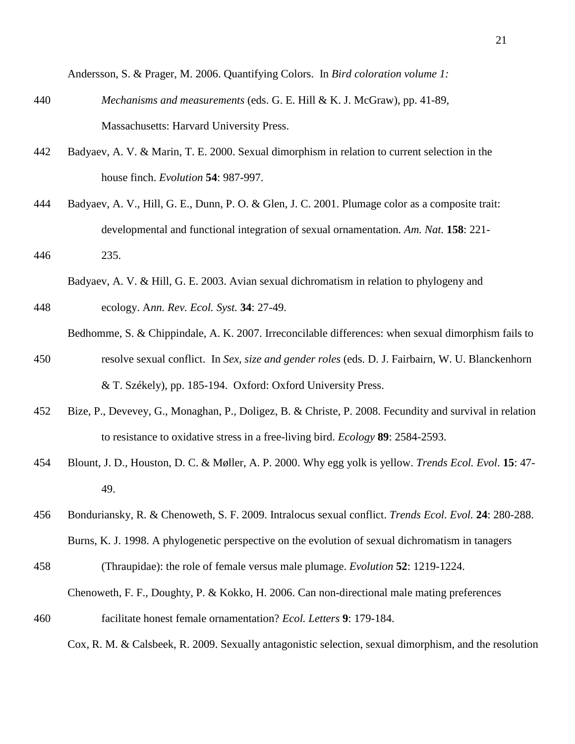Andersson, S. & Prager, M. 2006. Quantifying Colors. In *Bird coloration volume 1: Mechanisms and measurements* (eds. G. E. Hill & K. J. McGraw), pp. 41-89, Massachusetts: Harvard University Press.

Badyaev, A. V. & Marin, T. E. 2000. Sexual dimorphism in relation to current selection in the house finch. *Evolution* **54**: 987-997.

Badyaev, A. V., Hill, G. E., Dunn, P. O. & Glen, J. C. 2001. Plumage color as a composite trait: developmental and functional integration of sexual ornamentation. *Am. Nat.* **158**: 221-235.

Badyaev, A. V. & Hill, G. E. 2003. Avian sexual dichromatism in relation to phylogeny and ecology. A*nn. Rev. Ecol. Syst.* **34**: 27-49.

Bedhomme, S. & Chippindale, A. K. 2007. Irreconcilable differences: when sexual dimorphism fails to resolve sexual conflict. In *Sex, size and gender roles* (eds. D. J. Fairbairn, W. U. Blanckenhorn & T. Székely), pp. 185-194. Oxford: Oxford University Press.

Bize, P., Devevey, G., Monaghan, P., Doligez, B. & Christe, P. 2008. Fecundity and survival in relation to resistance to oxidative stress in a free-living bird. *Ecology* **89**: 2584-2593.

Blount, J. D., Houston, D. C. & Møller, A. P. 2000. Why egg yolk is yellow. *Trends Ecol. Evol*. **15**: 47-49.

Bonduriansky, R. & Chenoweth, S. F. 2009. Intralocus sexual conflict. *Trends Ecol. Evol.* **24**: 280-288.

Burns, K. J. 1998. A phylogenetic perspective on the evolution of sexual dichromatism in tanagers (Thraupidae): the role of female versus male plumage. *Evolution* **52**: 1219-1224.

Chenoweth, F. F., Doughty, P. & Kokko, H. 2006. Can non-directional male mating preferences facilitate honest female ornamentation? *Ecol. Letters* **9**: 179-184.

Cox, R. M. & Calsbeek, R. 2009. Sexually antagonistic selection, sexual dimorphism, and the resolution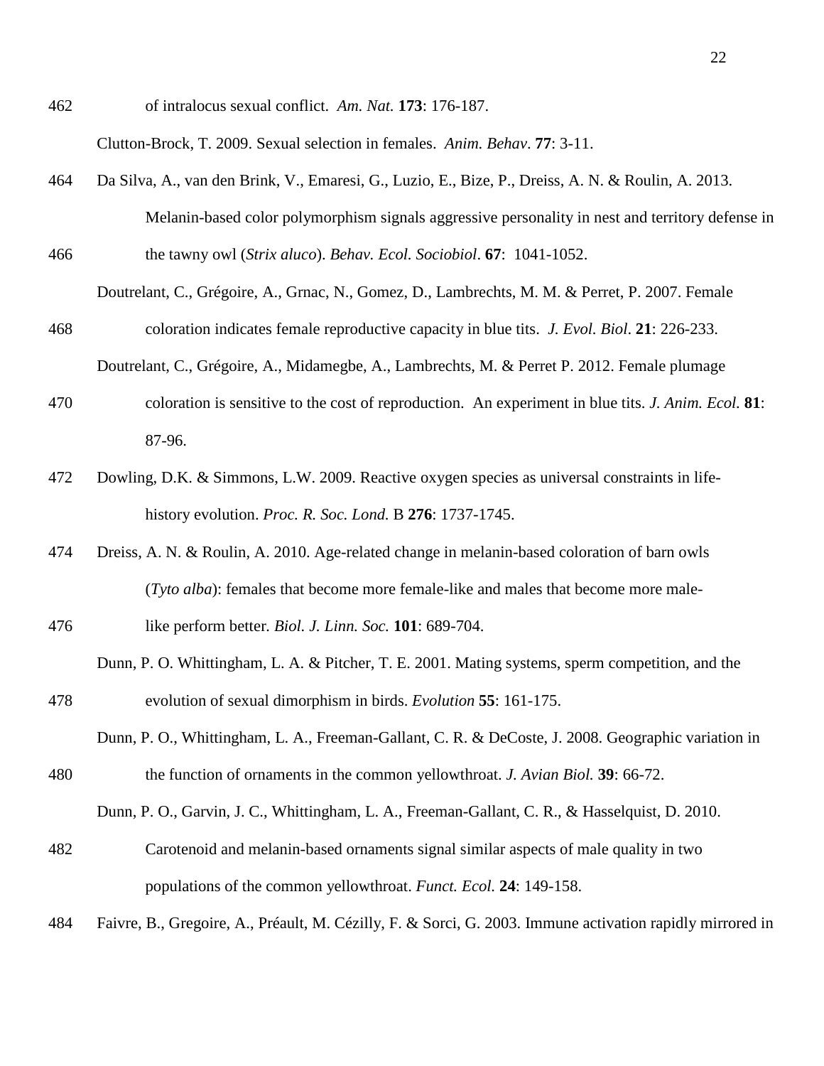of intralocus sexual conflict. *Am. Nat.* **173**: 176-187.

Clutton-Brock, T. 2009. Sexual selection in females. *Anim. Behav*. **77**: 3-11.

Da Silva, A., van den Brink, V., Emaresi, G., Luzio, E., Bize, P., Dreiss, A. N. & Roulin, A. 2013. Melanin-based color polymorphism signals aggressive personality in nest and territory defense in the tawny owl (*Strix aluco*). *Behav. Ecol. Sociobiol*. **67**: 1041-1052.

Doutrelant, C., Grégoire, A., Grnac, N., Gomez, D., Lambrechts, M. M. & Perret, P. 2007. Female coloration indicates female reproductive capacity in blue tits. *J. Evol. Biol*. **21**: 226-233.

Doutrelant, C., Grégoire, A., Midamegbe, A., Lambrechts, M. & Perret P. 2012. Female plumage coloration is sensitive to the cost of reproduction. An experiment in blue tits. *J. Anim. Ecol.* **81**: 87-96.

Dowling, D.K. & Simmons, L.W. 2009. Reactive oxygen species as universal constraints in life-history evolution. *Proc. R. Soc. Lond.* B **276**: 1737-1745.

Dreiss, A. N. & Roulin, A. 2010. Age-related change in melanin-based coloration of barn owls (*Tyto alba*): females that become more female-like and males that become more male-like perform better. *Biol. J. Linn. Soc.* **101**: 689-704.

Dunn, P. O. Whittingham, L. A. & Pitcher, T. E. 2001. Mating systems, sperm competition, and the evolution of sexual dimorphism in birds. *Evolution* **55**: 161-175.

Dunn, P. O., Whittingham, L. A., Freeman-Gallant, C. R. & DeCoste, J. 2008. Geographic variation in the function of ornaments in the common yellowthroat. *J. Avian Biol.* **39**: 66-72.

Dunn, P. O., Garvin, J. C., Whittingham, L. A., Freeman-Gallant, C. R., & Hasselquist, D. 2010. Carotenoid and melanin-based ornaments signal similar aspects of male quality in two populations of the common yellowthroat. *Funct. Ecol.* **24**: 149-158.

Faivre, B., Gregoire, A., Préault, M. Cézilly, F. & Sorci, G. 2003. Immune activation rapidly mirrored in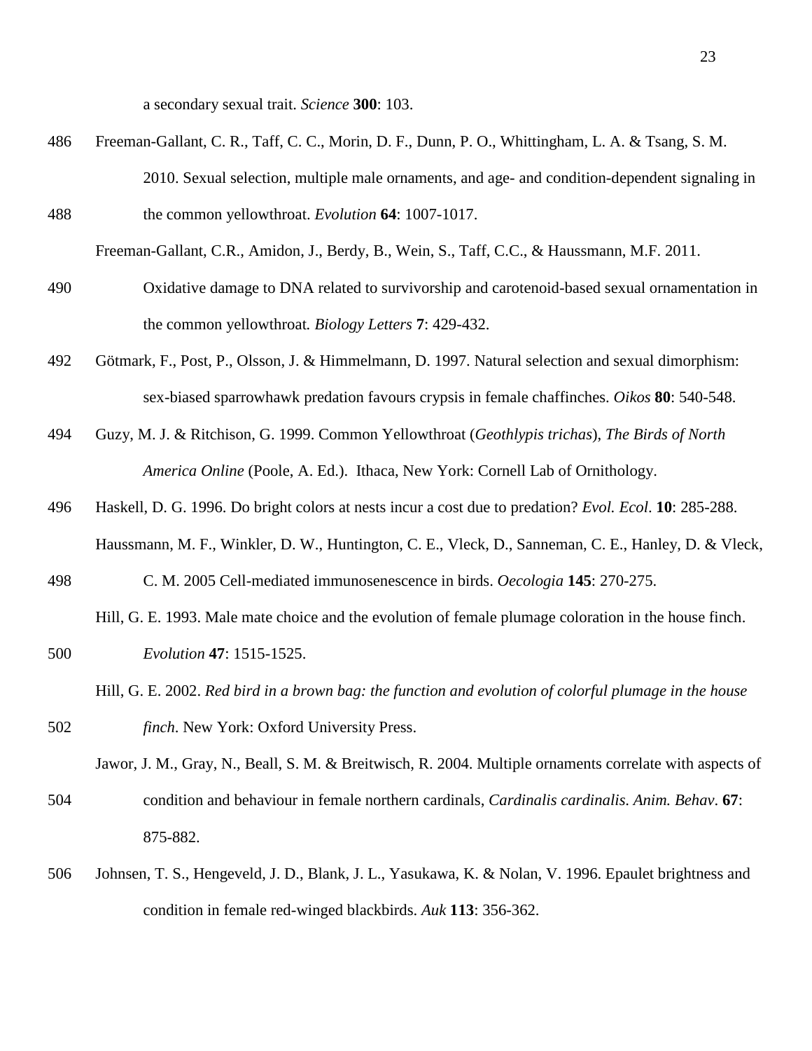a secondary sexual trait. *Science* **300**: 103.

Freeman-Gallant, C. R., Taff, C. C., Morin, D. F., Dunn, P. O., Whittingham, L. A. & Tsang, S. M. 2010. Sexual selection, multiple male ornaments, and age- and condition-dependent signaling in the common yellowthroat. *Evolution* **64**: 1007-1017.

Freeman-Gallant, C.R., Amidon, J., Berdy, B., Wein, S., Taff, C.C., & Haussmann, M.F. 2011. Oxidative damage to DNA related to survivorship and carotenoid-based sexual ornamentation in the common yellowthroat*. Biology Letters* **7**: 429-432.

Götmark, F., Post, P., Olsson, J. & Himmelmann, D. 1997. Natural selection and sexual dimorphism: sex-biased sparrowhawk predation favours crypsis in female chaffinches. *Oikos* **80**: 540-548.

Guzy, M. J. & Ritchison, G. 1999. Common Yellowthroat (*Geothlypis trichas*), *The Birds of North America Online* (Poole, A. Ed.). Ithaca, New York: Cornell Lab of Ornithology.

Haskell, D. G. 1996. Do bright colors at nests incur a cost due to predation? *Evol. Ecol*. **10**: 285-288.

Haussmann, M. F., Winkler, D. W., Huntington, C. E., Vleck, D., Sanneman, C. E., Hanley, D. & Vleck, C. M. 2005 Cell-mediated immunosenescence in birds. *Oecologia* **145**: 270-275.

Hill, G. E. 1993. Male mate choice and the evolution of female plumage coloration in the house finch. *Evolution* **47**: 1515-1525.

Hill, G. E. 2002. *Red bird in a brown bag: the function and evolution of colorful plumage in the house finch.* New York: Oxford University Press.

Jawor, J. M., Gray, N., Beall, S. M. & Breitwisch, R. 2004. Multiple ornaments correlate with aspects of condition and behaviour in female northern cardinals, *Cardinalis cardinalis*. *Anim. Behav*. **67**: 875-882.

Johnsen, T. S., Hengeveld, J. D., Blank, J. L., Yasukawa, K. & Nolan, V. 1996. Epaulet brightness and condition in female red-winged blackbirds. *Auk* **113**: 356-362.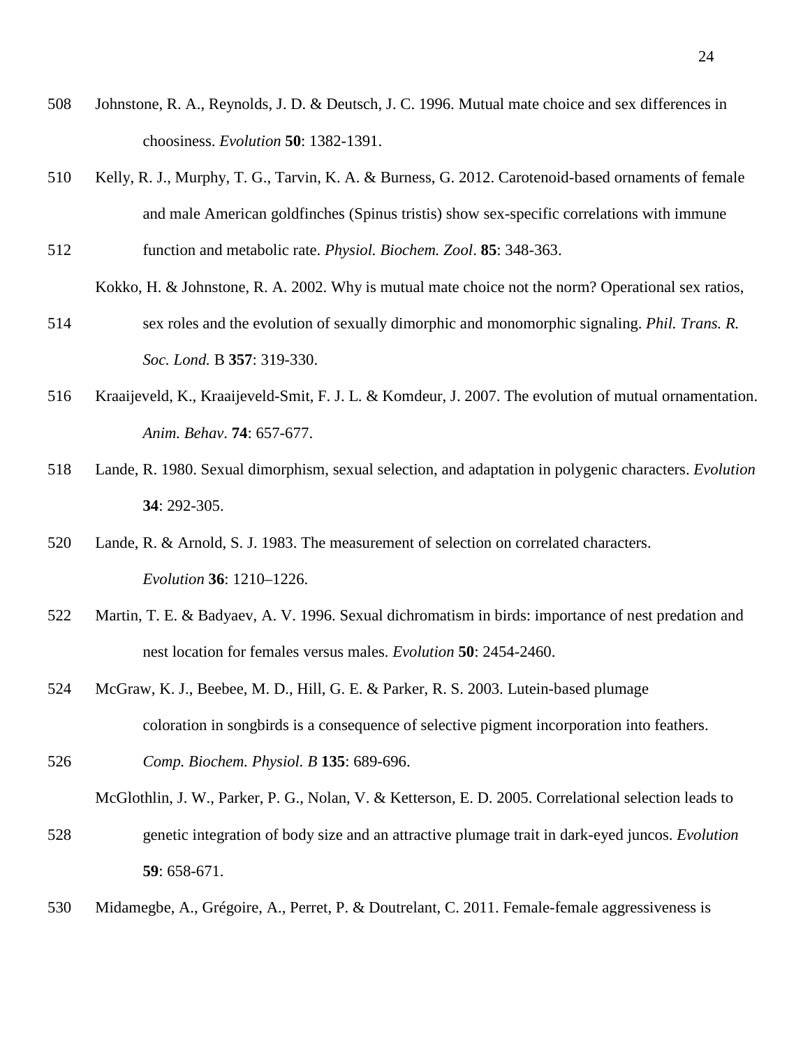Johnstone, R. A., Reynolds, J. D. & Deutsch, J. C. 1996. Mutual mate choice and sex differences in choosiness. *Evolution* **50**: 1382-1391.

Kelly, R. J., Murphy, T. G., Tarvin, K. A. & Burness, G. 2012. Carotenoid-based ornaments of female and male American goldfinches (Spinus tristis) show sex-specific correlations with immune function and metabolic rate. *Physiol. Biochem. Zool*. **85**: 348-363.

Kokko, H. & Johnstone, R. A. 2002. Why is mutual mate choice not the norm? Operational sex ratios, sex roles and the evolution of sexually dimorphic and monomorphic signaling. *Phil. Trans. R. Soc. Lond.* B **357**: 319-330.

Kraaijeveld, K., Kraaijeveld-Smit, F. J. L. & Komdeur, J. 2007. The evolution of mutual ornamentation. *Anim. Behav*. **74**: 657-677.

Lande, R. 1980. Sexual dimorphism, sexual selection, and adaptation in polygenic characters. *Evolution* **34**: 292-305.

Lande, R. & Arnold, S. J. 1983. The measurement of selection on correlated characters. *Evolution* **36**: 1210–1226.

Martin, T. E. & Badyaev, A. V. 1996. Sexual dichromatism in birds: importance of nest predation and nest location for females versus males. *Evolution* **50**: 2454-2460.

McGraw, K. J., Beebee, M. D., Hill, G. E. & Parker, R. S. 2003. Lutein-based plumage coloration in songbirds is a consequence of selective pigment incorporation into feathers. *Comp. Biochem. Physiol. B* **135**: 689-696.

McGlothlin, J. W., Parker, P. G., Nolan, V. & Ketterson, E. D. 2005. Correlational selection leads to genetic integration of body size and an attractive plumage trait in dark-eyed juncos. *Evolution* **59**: 658-671.

Midamegbe, A., Grégoire, A., Perret, P. & Doutrelant, C. 2011. Female-female aggressiveness is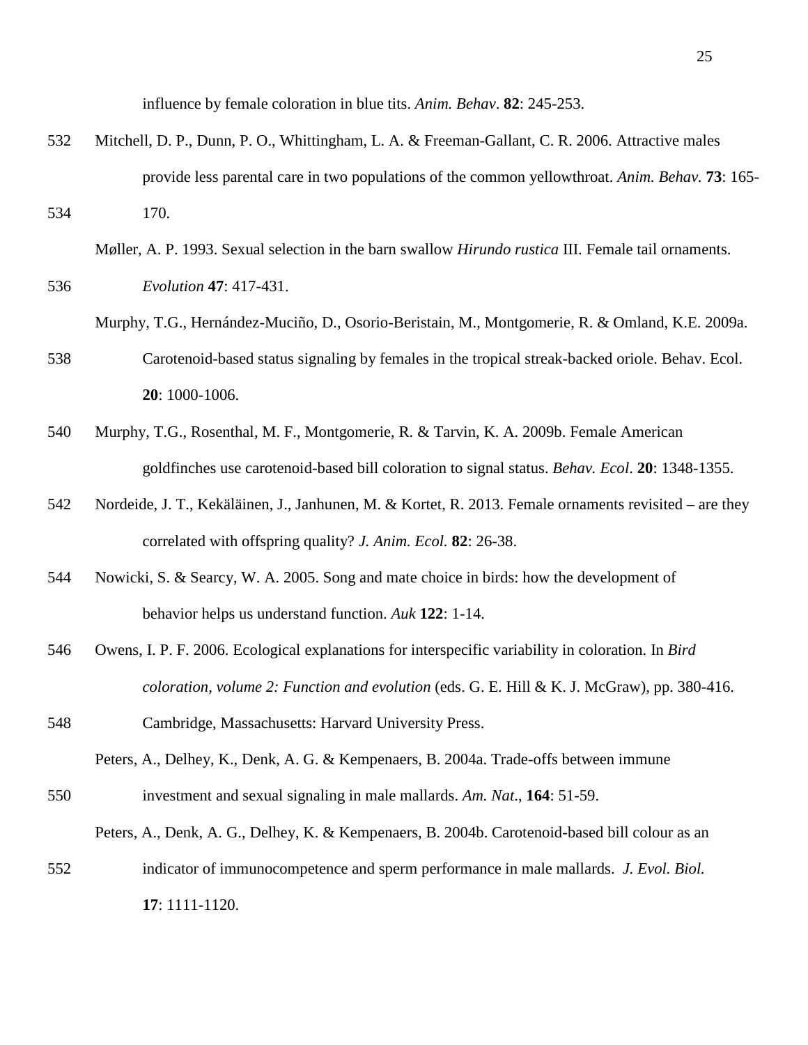influence by female coloration in blue tits. *Anim. Behav*. **82**: 245-253.

Mitchell, D. P., Dunn, P. O., Whittingham, L. A. & Freeman-Gallant, C. R. 2006. Attractive males provide less parental care in two populations of the common yellowthroat. *Anim. Behav.* **73**: 165-170.

Møller, A. P. 1993. Sexual selection in the barn swallow *Hirundo rustica* III. Female tail ornaments. *Evolution* **47**: 417-431.

Murphy, T.G., Hernández-Muciño, D., Osorio-Beristain, M., Montgomerie, R. & Omland, K.E. 2009a. Carotenoid-based status signaling by females in the tropical streak-backed oriole. Behav. Ecol. **20**: 1000-1006.

Murphy, T.G., Rosenthal, M. F., Montgomerie, R. & Tarvin, K. A. 2009b. Female American goldfinches use carotenoid-based bill coloration to signal status. *Behav. Ecol*. **20**: 1348-1355.

Nordeide, J. T., Kekäläinen, J., Janhunen, M. & Kortet, R. 2013. Female ornaments revisited – are they correlated with offspring quality? *J. Anim. Ecol.* **82**: 26-38.

Nowicki, S. & Searcy, W. A. 2005. Song and mate choice in birds: how the development of behavior helps us understand function. *Auk* **122**: 1-14.

Owens, I. P. F. 2006. Ecological explanations for interspecific variability in coloration. In *Bird coloration, volume 2: Function and evolution* (eds. G. E. Hill & K. J. McGraw), pp. 380-416. Cambridge, Massachusetts: Harvard University Press.

Peters, A., Delhey, K., Denk, A. G. & Kempenaers, B. 2004a. Trade-offs between immune investment and sexual signaling in male mallards. *Am. Nat*., **164**: 51-59.

Peters, A., Denk, A. G., Delhey, K. & Kempenaers, B. 2004b. Carotenoid-based bill colour as an indicator of immunocompetence and sperm performance in male mallards. *J. Evol. Biol.* **17**: 1111-1120.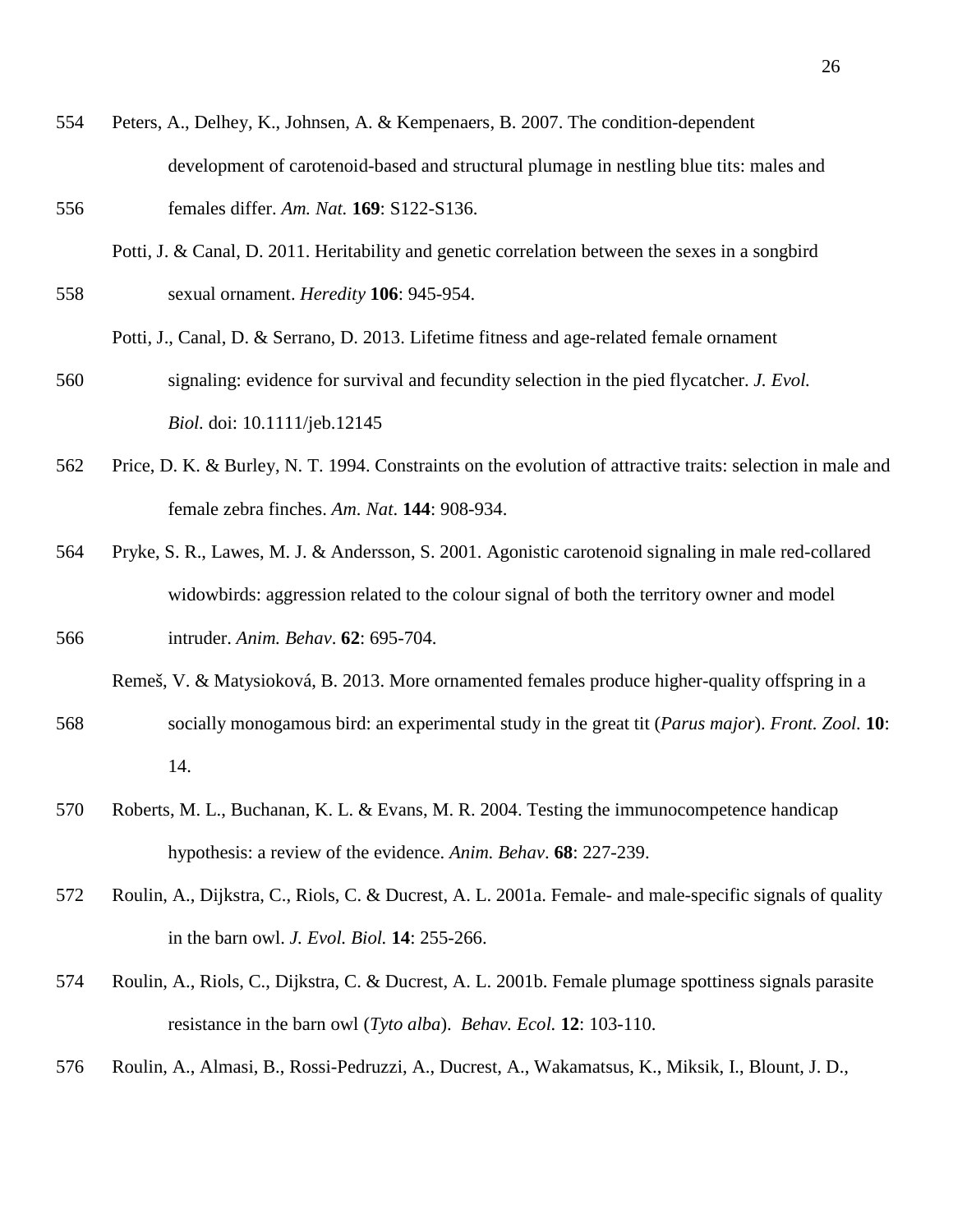Peters, A., Delhey, K., Johnsen, A. & Kempenaers, B. 2007. The condition-dependent development of carotenoid-based and structural plumage in nestling blue tits: males and females differ. *Am. Nat.* **169**: S122-S136.

Potti, J. & Canal, D. 2011. Heritability and genetic correlation between the sexes in a songbird sexual ornament. *Heredity* **106**: 945-954.

Potti, J., Canal, D. & Serrano, D. 2013. Lifetime fitness and age-related female ornament signaling: evidence for survival and fecundity selection in the pied flycatcher. *J. Evol. Biol.* doi: 10.1111/jeb.12145

Price, D. K. & Burley, N. T. 1994. Constraints on the evolution of attractive traits: selection in male and female zebra finches. *Am. Nat.* **144**: 908-934.

Pryke, S. R., Lawes, M. J. & Andersson, S. 2001. Agonistic carotenoid signaling in male red-collared widowbirds: aggression related to the colour signal of both the territory owner and model intruder. *Anim. Behav*. **62**: 695-704.

Remeš, V. & Matysioková, B. 2013. More ornamented females produce higher-quality offspring in a socially monogamous bird: an experimental study in the great tit (*Parus major*). *Front. Zool.* **10**: 14.

Roberts, M. L., Buchanan, K. L. & Evans, M. R. 2004. Testing the immunocompetence handicap hypothesis: a review of the evidence. *Anim. Behav*. **68**: 227-239.

Roulin, A., Dijkstra, C., Riols, C. & Ducrest, A. L. 2001a. Female- and male-specific signals of quality in the barn owl. *J. Evol. Biol.* **14**: 255-266.

Roulin, A., Riols, C., Dijkstra, C. & Ducrest, A. L. 2001b. Female plumage spottiness signals parasite resistance in the barn owl (*Tyto alba*). *Behav. Ecol.* **12**: 103-110.

Roulin, A., Almasi, B., Rossi-Pedruzzi, A., Ducrest, A., Wakamatsus, K., Miksik, I., Blount, J. D.,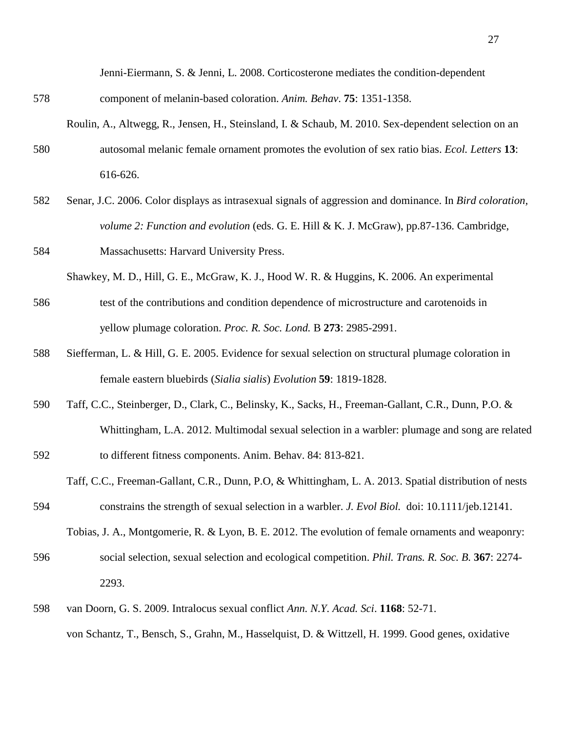Jenni-Eiermann, S. & Jenni, L. 2008. Corticosterone mediates the condition-dependent component of melanin-based coloration. *Anim. Behav*. **75**: 1351-1358.

Roulin, A., Altwegg, R., Jensen, H., Steinsland, I. & Schaub, M. 2010. Sex-dependent selection on an autosomal melanic female ornament promotes the evolution of sex ratio bias. *Ecol. Letters* **13**: 616-626.

Senar, J.C. 2006. Color displays as intrasexual signals of aggression and dominance. In *Bird coloration, volume 2: Function and evolution* (eds. G. E. Hill & K. J. McGraw), pp.87-136. Cambridge, Massachusetts: Harvard University Press.

Shawkey, M. D., Hill, G. E., McGraw, K. J., Hood W. R. & Huggins, K. 2006. An experimental test of the contributions and condition dependence of microstructure and carotenoids in yellow plumage coloration. *Proc. R. Soc. Lond.* B **273**: 2985-2991.

Siefferman, L. & Hill, G. E. 2005. Evidence for sexual selection on structural plumage coloration in female eastern bluebirds (*Sialia sialis*) *Evolution* **59**: 1819-1828.

Taff, C.C., Steinberger, D., Clark, C., Belinsky, K., Sacks, H., Freeman-Gallant, C.R., Dunn, P.O. & Whittingham, L.A. 2012. Multimodal sexual selection in a warbler: plumage and song are related to different fitness components. Anim. Behav. 84: 813-821.

Taff, C.C., Freeman-Gallant, C.R., Dunn, P.O, & Whittingham, L. A. 2013. Spatial distribution of nests constrains the strength of sexual selection in a warbler. *J. Evol Biol.* doi: 10.1111/jeb.12141.

Tobias, J. A., Montgomerie, R. & Lyon, B. E. 2012. The evolution of female ornaments and weaponry: social selection, sexual selection and ecological competition. *Phil. Trans. R. Soc. B.* **367**: 2274-2293.

van Doorn, G. S. 2009. Intralocus sexual conflict *Ann. N.Y. Acad. Sci*. **1168**: 52-71.

von Schantz, T., Bensch, S., Grahn, M., Hasselquist, D. & Wittzell, H. 1999. Good genes, oxidative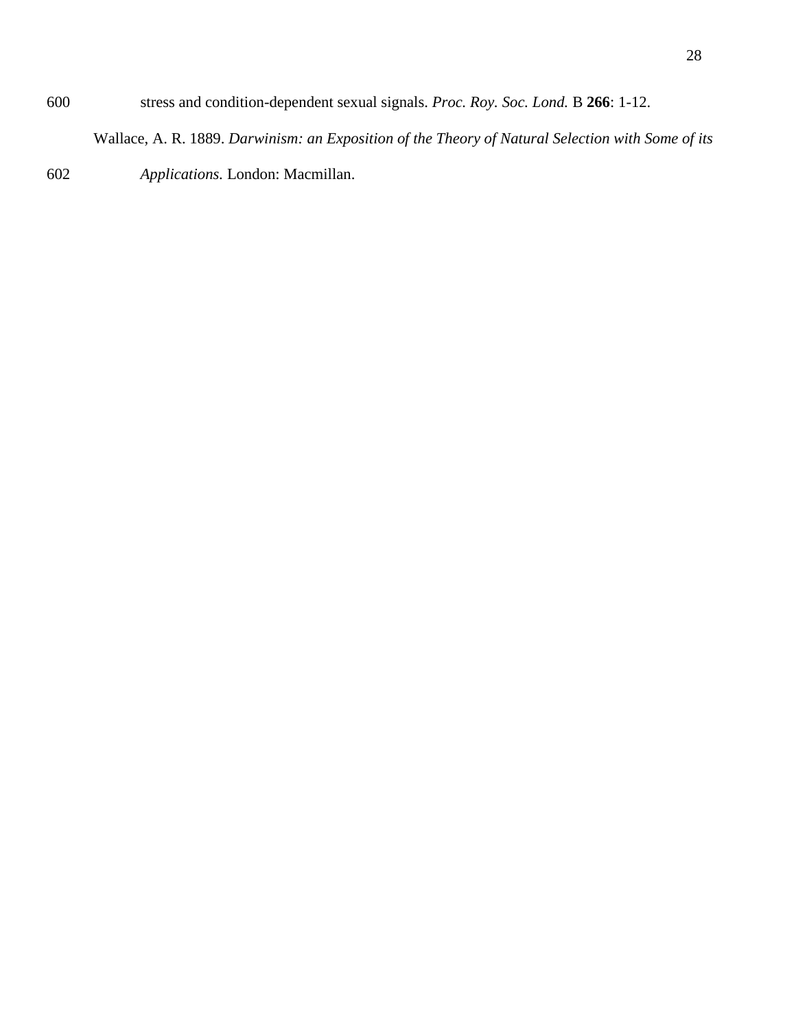stress and condition-dependent sexual signals. *Proc. Roy. Soc. Lond.* B **266**: 1-12.

Wallace, A. R. 1889. *Darwinism: an Exposition of the Theory of Natural Selection with Some of its Applications.* London: Macmillan.